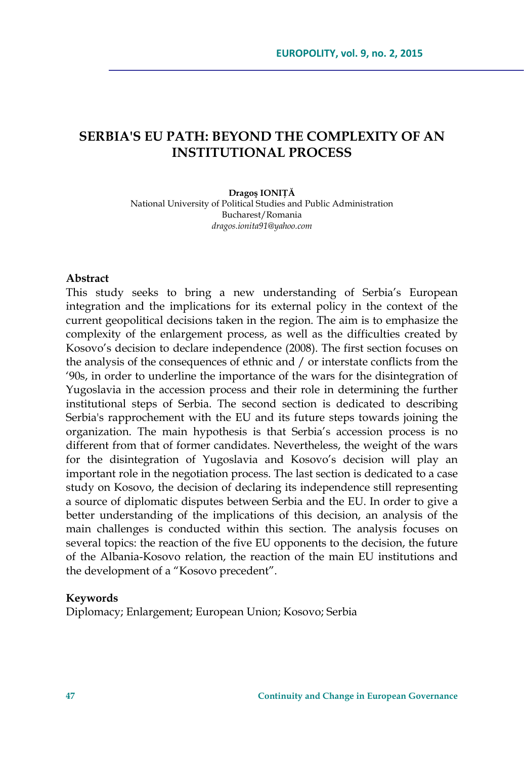# SERBIA'S EU PATH: BEYOND THE COMPLEXITY OF AN INSTITUTIONAL PROCESS

**Dragoş IONIȚĂ**
National University of Political Studies and Public Administration
Bucharest/Romania
*dragos.ionita91@yahoo.com*

**Abstract**

This study seeks to bring a new understanding of Serbia's European integration and the implications for its external policy in the context of the current geopolitical decisions taken in the region. The aim is to emphasize the complexity of the enlargement process, as well as the difficulties created by Kosovo's decision to declare independence (2008). The first section focuses on the analysis of the consequences of ethnic and / or interstate conflicts from the '90s, in order to underline the importance of the wars for the disintegration of Yugoslavia in the accession process and their role in determining the further institutional steps of Serbia. The second section is dedicated to describing Serbia's rapprochement with the EU and its future steps towards joining the organization. The main hypothesis is that Serbia's accession process is no different from that of former candidates. Nevertheless, the weight of the wars for the disintegration of Yugoslavia and Kosovo's decision will play an important role in the negotiation process. The last section is dedicated to a case study on Kosovo, the decision of declaring its independence still representing a source of diplomatic disputes between Serbia and the EU. In order to give a better understanding of the implications of this decision, an analysis of the main challenges is conducted within this section. The analysis focuses on several topics: the reaction of the five EU opponents to the decision, the future of the Albania-Kosovo relation, the reaction of the main EU institutions and the development of a "Kosovo precedent".

**Keywords**

Diplomacy; Enlargement; European Union; Kosovo; Serbia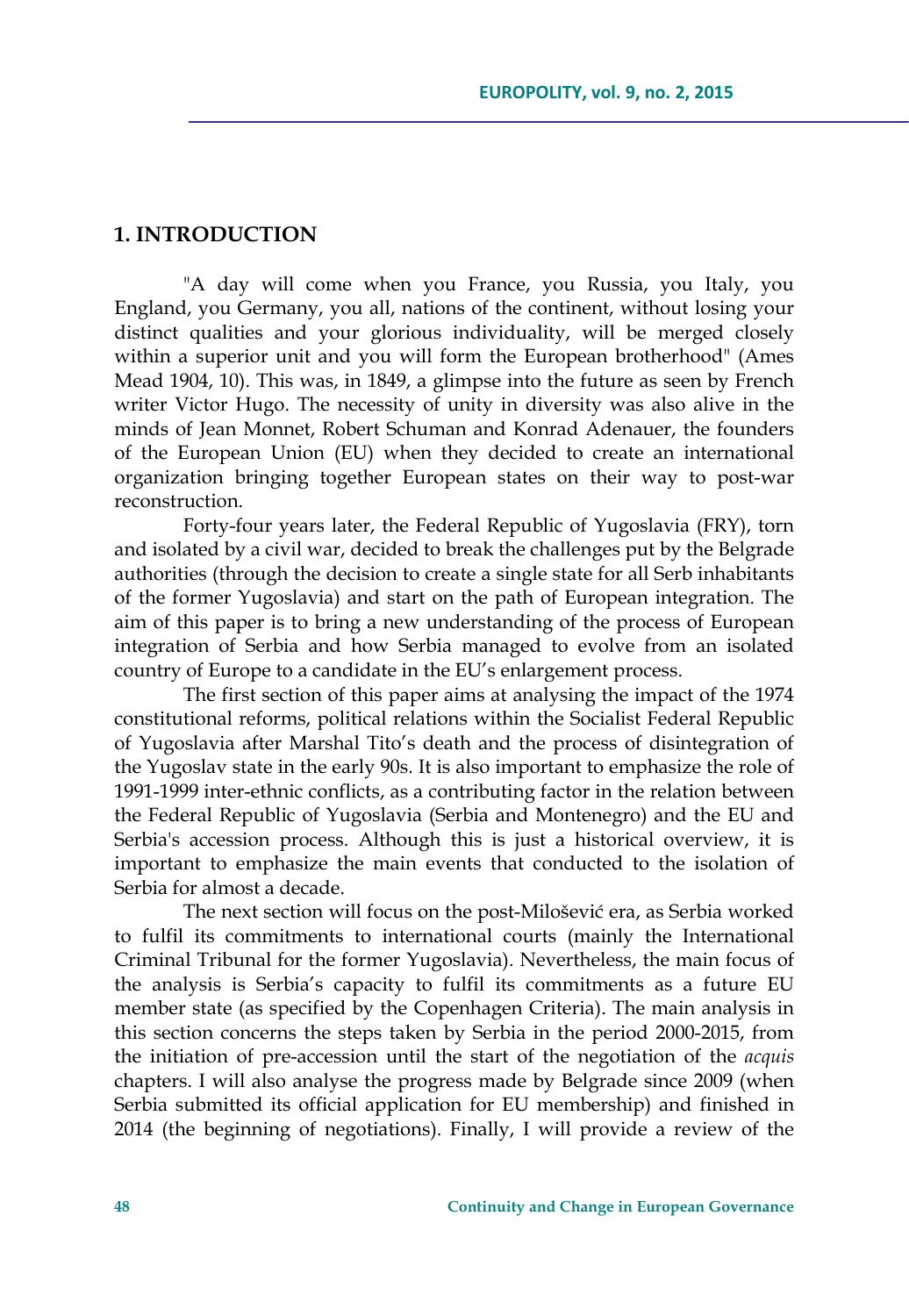## 1. INTRODUCTION

"A day will come when you France, you Russia, you Italy, you England, you Germany, you all, nations of the continent, without losing your distinct qualities and your glorious individuality, will be merged closely within a superior unit and you will form the European brotherhood" (Ames Mead 1904, 10). This was, in 1849, a glimpse into the future as seen by French writer Victor Hugo. The necessity of unity in diversity was also alive in the minds of Jean Monnet, Robert Schuman and Konrad Adenauer, the founders of the European Union (EU) when they decided to create an international organization bringing together European states on their way to post-war reconstruction.

Forty-four years later, the Federal Republic of Yugoslavia (FRY), torn and isolated by a civil war, decided to break the challenges put by the Belgrade authorities (through the decision to create a single state for all Serb inhabitants of the former Yugoslavia) and start on the path of European integration. The aim of this paper is to bring a new understanding of the process of European integration of Serbia and how Serbia managed to evolve from an isolated country of Europe to a candidate in the EU's enlargement process.

The first section of this paper aims at analysing the impact of the 1974 constitutional reforms, political relations within the Socialist Federal Republic of Yugoslavia after Marshal Tito's death and the process of disintegration of the Yugoslav state in the early 90s. It is also important to emphasize the role of 1991-1999 inter-ethnic conflicts, as a contributing factor in the relation between the Federal Republic of Yugoslavia (Serbia and Montenegro) and the EU and Serbia's accession process. Although this is just a historical overview, it is important to emphasize the main events that conducted to the isolation of Serbia for almost a decade.

The next section will focus on the post-Milošević era, as Serbia worked to fulfil its commitments to international courts (mainly the International Criminal Tribunal for the former Yugoslavia). Nevertheless, the main focus of the analysis is Serbia's capacity to fulfil its commitments as a future EU member state (as specified by the Copenhagen Criteria). The main analysis in this section concerns the steps taken by Serbia in the period 2000-2015, from the initiation of pre-accession until the start of the negotiation of the *acquis* chapters. I will also analyse the progress made by Belgrade since 2009 (when Serbia submitted its official application for EU membership) and finished in 2014 (the beginning of negotiations). Finally, I will provide a review of the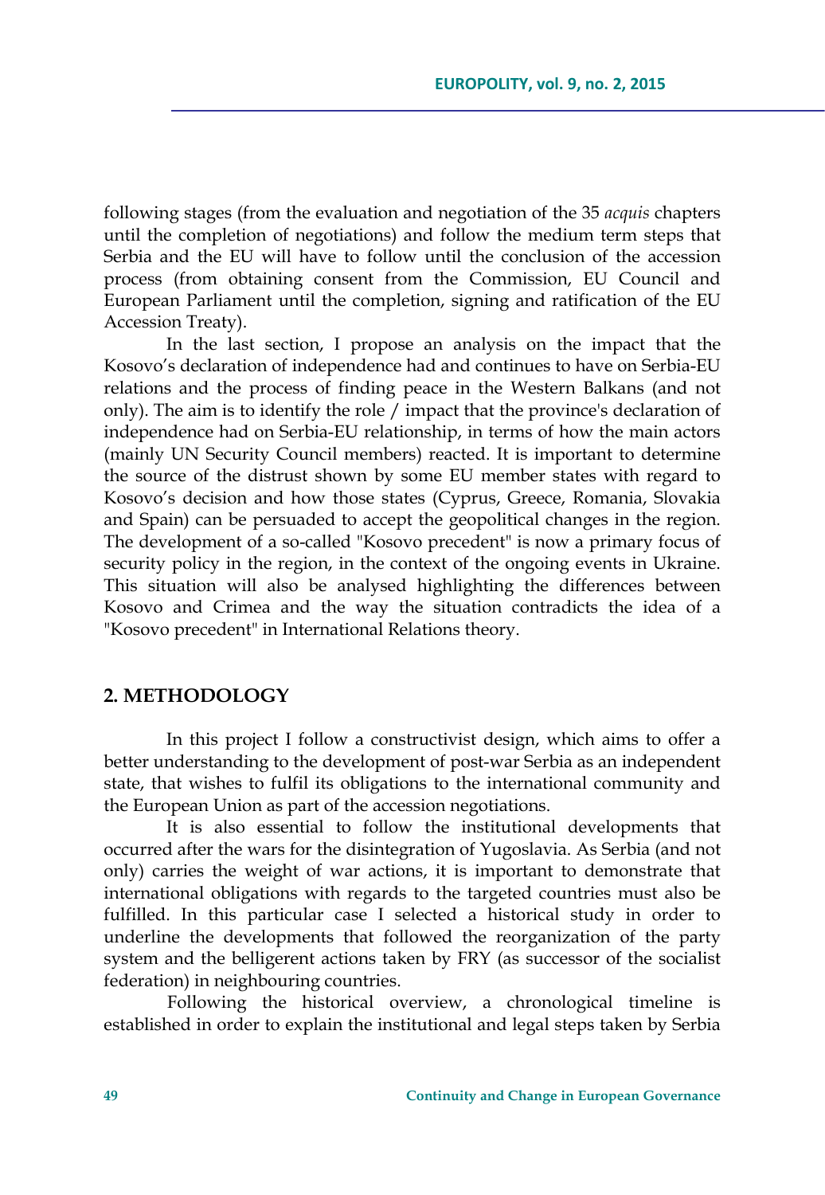following stages (from the evaluation and negotiation of the 35 *acquis* chapters until the completion of negotiations) and follow the medium term steps that Serbia and the EU will have to follow until the conclusion of the accession process (from obtaining consent from the Commission, EU Council and European Parliament until the completion, signing and ratification of the EU Accession Treaty).

In the last section, I propose an analysis on the impact that the Kosovo's declaration of independence had and continues to have on Serbia-EU relations and the process of finding peace in the Western Balkans (and not only). The aim is to identify the role / impact that the province's declaration of independence had on Serbia-EU relationship, in terms of how the main actors (mainly UN Security Council members) reacted. It is important to determine the source of the distrust shown by some EU member states with regard to Kosovo's decision and how those states (Cyprus, Greece, Romania, Slovakia and Spain) can be persuaded to accept the geopolitical changes in the region. The development of a so-called "Kosovo precedent" is now a primary focus of security policy in the region, in the context of the ongoing events in Ukraine. This situation will also be analysed highlighting the differences between Kosovo and Crimea and the way the situation contradicts the idea of a "Kosovo precedent" in International Relations theory.

## 2. METHODOLOGY

In this project I follow a constructivist design, which aims to offer a better understanding to the development of post-war Serbia as an independent state, that wishes to fulfil its obligations to the international community and the European Union as part of the accession negotiations.

It is also essential to follow the institutional developments that occurred after the wars for the disintegration of Yugoslavia. As Serbia (and not only) carries the weight of war actions, it is important to demonstrate that international obligations with regards to the targeted countries must also be fulfilled. In this particular case I selected a historical study in order to underline the developments that followed the reorganization of the party system and the belligerent actions taken by FRY (as successor of the socialist federation) in neighbouring countries.

Following the historical overview, a chronological timeline is established in order to explain the institutional and legal steps taken by Serbia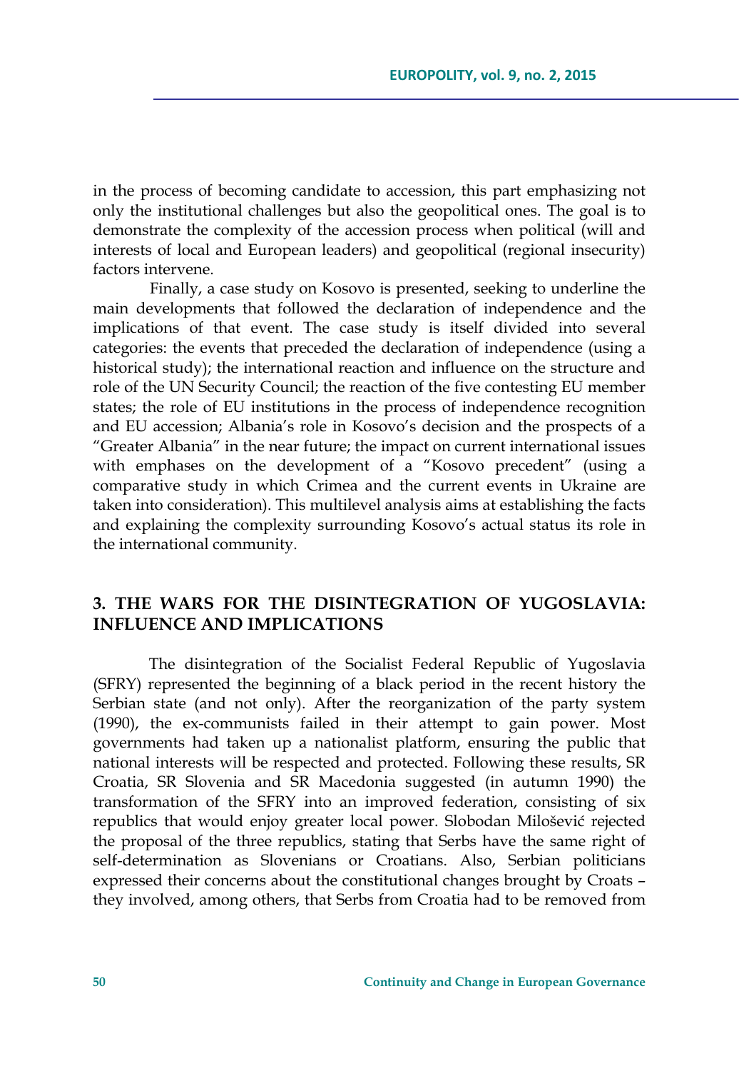in the process of becoming candidate to accession, this part emphasizing not only the institutional challenges but also the geopolitical ones. The goal is to demonstrate the complexity of the accession process when political (will and interests of local and European leaders) and geopolitical (regional insecurity) factors intervene.

Finally, a case study on Kosovo is presented, seeking to underline the main developments that followed the declaration of independence and the implications of that event. The case study is itself divided into several categories: the events that preceded the declaration of independence (using a historical study); the international reaction and influence on the structure and role of the UN Security Council; the reaction of the five contesting EU member states; the role of EU institutions in the process of independence recognition and EU accession; Albania's role in Kosovo's decision and the prospects of a "Greater Albania" in the near future; the impact on current international issues with emphases on the development of a "Kosovo precedent" (using a comparative study in which Crimea and the current events in Ukraine are taken into consideration). This multilevel analysis aims at establishing the facts and explaining the complexity surrounding Kosovo's actual status its role in the international community.

## 3. THE WARS FOR THE DISINTEGRATION OF YUGOSLAVIA: INFLUENCE AND IMPLICATIONS

The disintegration of the Socialist Federal Republic of Yugoslavia (SFRY) represented the beginning of a black period in the recent history the Serbian state (and not only). After the reorganization of the party system (1990), the ex-communists failed in their attempt to gain power. Most governments had taken up a nationalist platform, ensuring the public that national interests will be respected and protected. Following these results, SR Croatia, SR Slovenia and SR Macedonia suggested (in autumn 1990) the transformation of the SFRY into an improved federation, consisting of six republics that would enjoy greater local power. Slobodan Milošević rejected the proposal of the three republics, stating that Serbs have the same right of self-determination as Slovenians or Croatians. Also, Serbian politicians expressed their concerns about the constitutional changes brought by Croats – they involved, among others, that Serbs from Croatia had to be removed from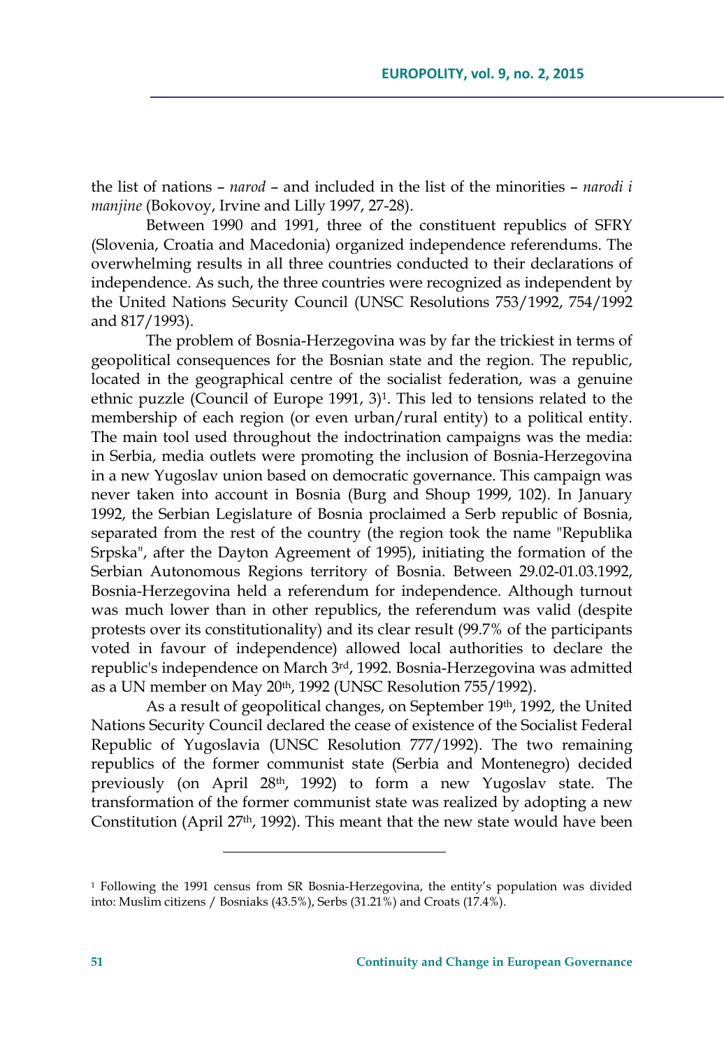the list of nations – *narod* – and included in the list of the minorities – *narodi i manjine* (Bokovoy, Irvine and Lilly 1997, 27-28).

Between 1990 and 1991, three of the constituent republics of SFRY (Slovenia, Croatia and Macedonia) organized independence referendums. The overwhelming results in all three countries conducted to their declarations of independence. As such, the three countries were recognized as independent by the United Nations Security Council (UNSC Resolutions 753/1992, 754/1992 and 817/1993).

The problem of Bosnia-Herzegovina was by far the trickiest in terms of geopolitical consequences for the Bosnian state and the region. The republic, located in the geographical centre of the socialist federation, was a genuine ethnic puzzle (Council of Europe 1991, 3)[1]. This led to tensions related to the membership of each region (or even urban/rural entity) to a political entity. The main tool used throughout the indoctrination campaigns was the media: in Serbia, media outlets were promoting the inclusion of Bosnia-Herzegovina in a new Yugoslav union based on democratic governance. This campaign was never taken into account in Bosnia (Burg and Shoup 1999, 102). In January 1992, the Serbian Legislature of Bosnia proclaimed a Serb republic of Bosnia, separated from the rest of the country (the region took the name "Republika Srpska", after the Dayton Agreement of 1995), initiating the formation of the Serbian Autonomous Regions territory of Bosnia. Between 29.02-01.03.1992, Bosnia-Herzegovina held a referendum for independence. Although turnout was much lower than in other republics, the referendum was valid (despite protests over its constitutionality) and its clear result (99.7% of the participants voted in favour of independence) allowed local authorities to declare the republic's independence on March 3rd, 1992. Bosnia-Herzegovina was admitted as a UN member on May 20th, 1992 (UNSC Resolution 755/1992).

As a result of geopolitical changes, on September 19th, 1992, the United Nations Security Council declared the cease of existence of the Socialist Federal Republic of Yugoslavia (UNSC Resolution 777/1992). The two remaining republics of the former communist state (Serbia and Montenegro) decided previously (on April 28th, 1992) to form a new Yugoslav state. The transformation of the former communist state was realized by adopting a new Constitution (April 27th, 1992). This meant that the new state would have been

---

[1] Following the 1991 census from SR Bosnia-Herzegovina, the entity's population was divided into: Muslim citizens / Bosniaks (43.5%), Serbs (31.21%) and Croats (17.4%).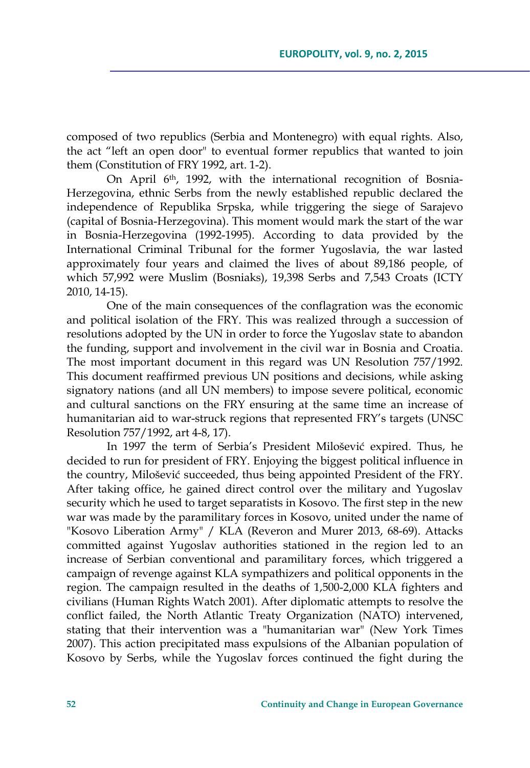composed of two republics (Serbia and Montenegro) with equal rights. Also, the act "left an open door" to eventual former republics that wanted to join them (Constitution of FRY 1992, art. 1-2).

On April 6th, 1992, with the international recognition of Bosnia-Herzegovina, ethnic Serbs from the newly established republic declared the independence of Republika Srpska, while triggering the siege of Sarajevo (capital of Bosnia-Herzegovina). This moment would mark the start of the war in Bosnia-Herzegovina (1992-1995). According to data provided by the International Criminal Tribunal for the former Yugoslavia, the war lasted approximately four years and claimed the lives of about 89,186 people, of which 57,992 were Muslim (Bosniaks), 19,398 Serbs and 7,543 Croats (ICTY 2010, 14-15).

One of the main consequences of the conflagration was the economic and political isolation of the FRY. This was realized through a succession of resolutions adopted by the UN in order to force the Yugoslav state to abandon the funding, support and involvement in the civil war in Bosnia and Croatia. The most important document in this regard was UN Resolution 757/1992. This document reaffirmed previous UN positions and decisions, while asking signatory nations (and all UN members) to impose severe political, economic and cultural sanctions on the FRY ensuring at the same time an increase of humanitarian aid to war-struck regions that represented FRY's targets (UNSC Resolution 757/1992, art 4-8, 17).

In 1997 the term of Serbia's President Milošević expired. Thus, he decided to run for president of FRY. Enjoying the biggest political influence in the country, Milošević succeeded, thus being appointed President of the FRY. After taking office, he gained direct control over the military and Yugoslav security which he used to target separatists in Kosovo. The first step in the new war was made by the paramilitary forces in Kosovo, united under the name of "Kosovo Liberation Army" / KLA (Reveron and Murer 2013, 68-69). Attacks committed against Yugoslav authorities stationed in the region led to an increase of Serbian conventional and paramilitary forces, which triggered a campaign of revenge against KLA sympathizers and political opponents in the region. The campaign resulted in the deaths of 1,500-2,000 KLA fighters and civilians (Human Rights Watch 2001). After diplomatic attempts to resolve the conflict failed, the North Atlantic Treaty Organization (NATO) intervened, stating that their intervention was a "humanitarian war" (New York Times 2007). This action precipitated mass expulsions of the Albanian population of Kosovo by Serbs, while the Yugoslav forces continued the fight during the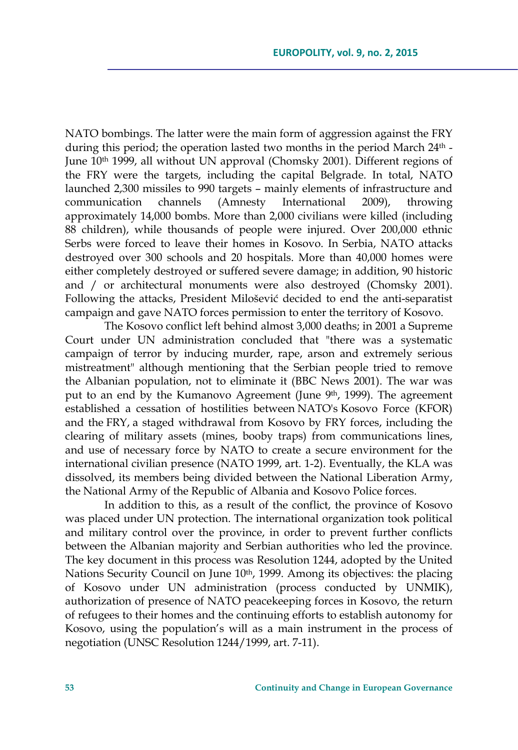NATO bombings. The latter were the main form of aggression against the FRY during this period; the operation lasted two months in the period March 24th - June 10th 1999, all without UN approval (Chomsky 2001). Different regions of the FRY were the targets, including the capital Belgrade. In total, NATO launched 2,300 missiles to 990 targets – mainly elements of infrastructure and communication channels (Amnesty International 2009), throwing approximately 14,000 bombs. More than 2,000 civilians were killed (including 88 children), while thousands of people were injured. Over 200,000 ethnic Serbs were forced to leave their homes in Kosovo. In Serbia, NATO attacks destroyed over 300 schools and 20 hospitals. More than 40,000 homes were either completely destroyed or suffered severe damage; in addition, 90 historic and / or architectural monuments were also destroyed (Chomsky 2001). Following the attacks, President Milošević decided to end the anti-separatist campaign and gave NATO forces permission to enter the territory of Kosovo.

The Kosovo conflict left behind almost 3,000 deaths; in 2001 a Supreme Court under UN administration concluded that "there was a systematic campaign of terror by inducing murder, rape, arson and extremely serious mistreatment" although mentioning that the Serbian people tried to remove the Albanian population, not to eliminate it (BBC News 2001). The war was put to an end by the Kumanovo Agreement (June 9th, 1999). The agreement established a cessation of hostilities between NATO's Kosovo Force (KFOR) and the FRY, a staged withdrawal from Kosovo by FRY forces, including the clearing of military assets (mines, booby traps) from communications lines, and use of necessary force by NATO to create a secure environment for the international civilian presence (NATO 1999, art. 1-2). Eventually, the KLA was dissolved, its members being divided between the National Liberation Army, the National Army of the Republic of Albania and Kosovo Police forces.

In addition to this, as a result of the conflict, the province of Kosovo was placed under UN protection. The international organization took political and military control over the province, in order to prevent further conflicts between the Albanian majority and Serbian authorities who led the province. The key document in this process was Resolution 1244, adopted by the United Nations Security Council on June 10th, 1999. Among its objectives: the placing of Kosovo under UN administration (process conducted by UNMIK), authorization of presence of NATO peacekeeping forces in Kosovo, the return of refugees to their homes and the continuing efforts to establish autonomy for Kosovo, using the population's will as a main instrument in the process of negotiation (UNSC Resolution 1244/1999, art. 7-11).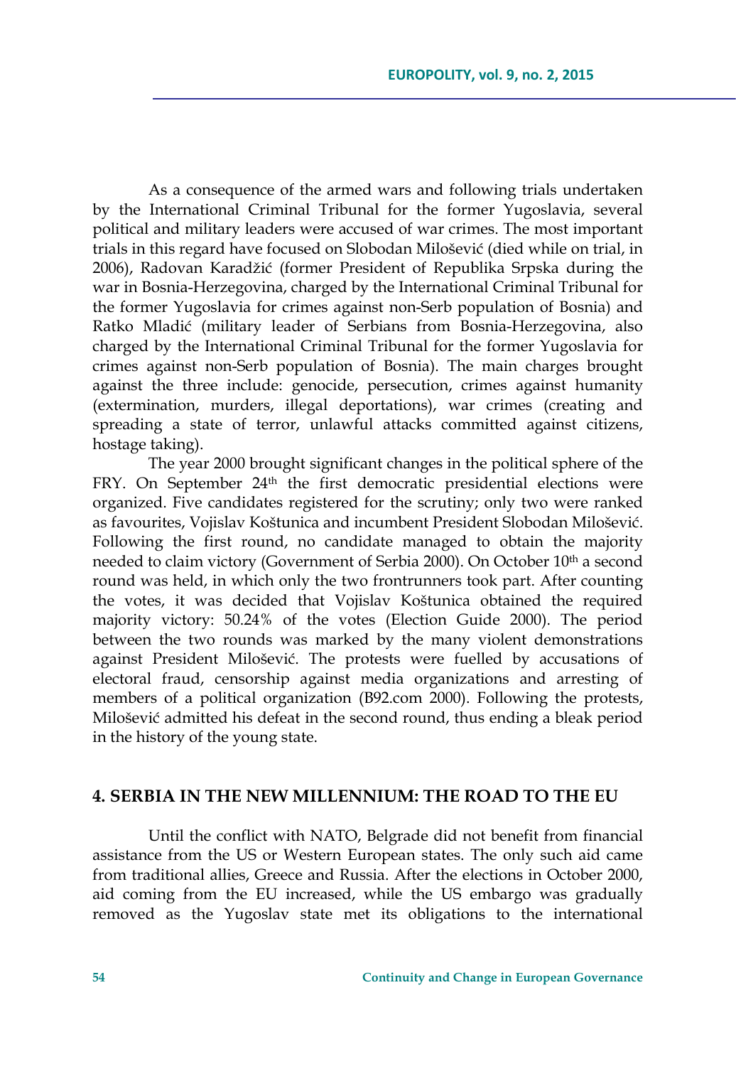As a consequence of the armed wars and following trials undertaken by the International Criminal Tribunal for the former Yugoslavia, several political and military leaders were accused of war crimes. The most important trials in this regard have focused on Slobodan Milošević (died while on trial, in 2006), Radovan Karadžić (former President of Republika Srpska during the war in Bosnia-Herzegovina, charged by the International Criminal Tribunal for the former Yugoslavia for crimes against non-Serb population of Bosnia) and Ratko Mladić (military leader of Serbians from Bosnia-Herzegovina, also charged by the International Criminal Tribunal for the former Yugoslavia for crimes against non-Serb population of Bosnia). The main charges brought against the three include: genocide, persecution, crimes against humanity (extermination, murders, illegal deportations), war crimes (creating and spreading a state of terror, unlawful attacks committed against citizens, hostage taking).

The year 2000 brought significant changes in the political sphere of the FRY. On September 24th the first democratic presidential elections were organized. Five candidates registered for the scrutiny; only two were ranked as favourites, Vojislav Koštunica and incumbent President Slobodan Milošević. Following the first round, no candidate managed to obtain the majority needed to claim victory (Government of Serbia 2000). On October 10th a second round was held, in which only the two frontrunners took part. After counting the votes, it was decided that Vojislav Koštunica obtained the required majority victory: 50.24% of the votes (Election Guide 2000). The period between the two rounds was marked by the many violent demonstrations against President Milošević. The protests were fuelled by accusations of electoral fraud, censorship against media organizations and arresting of members of a political organization (B92.com 2000). Following the protests, Milošević admitted his defeat in the second round, thus ending a bleak period in the history of the young state.

## 4. SERBIA IN THE NEW MILLENNIUM: THE ROAD TO THE EU

Until the conflict with NATO, Belgrade did not benefit from financial assistance from the US or Western European states. The only such aid came from traditional allies, Greece and Russia. After the elections in October 2000, aid coming from the EU increased, while the US embargo was gradually removed as the Yugoslav state met its obligations to the international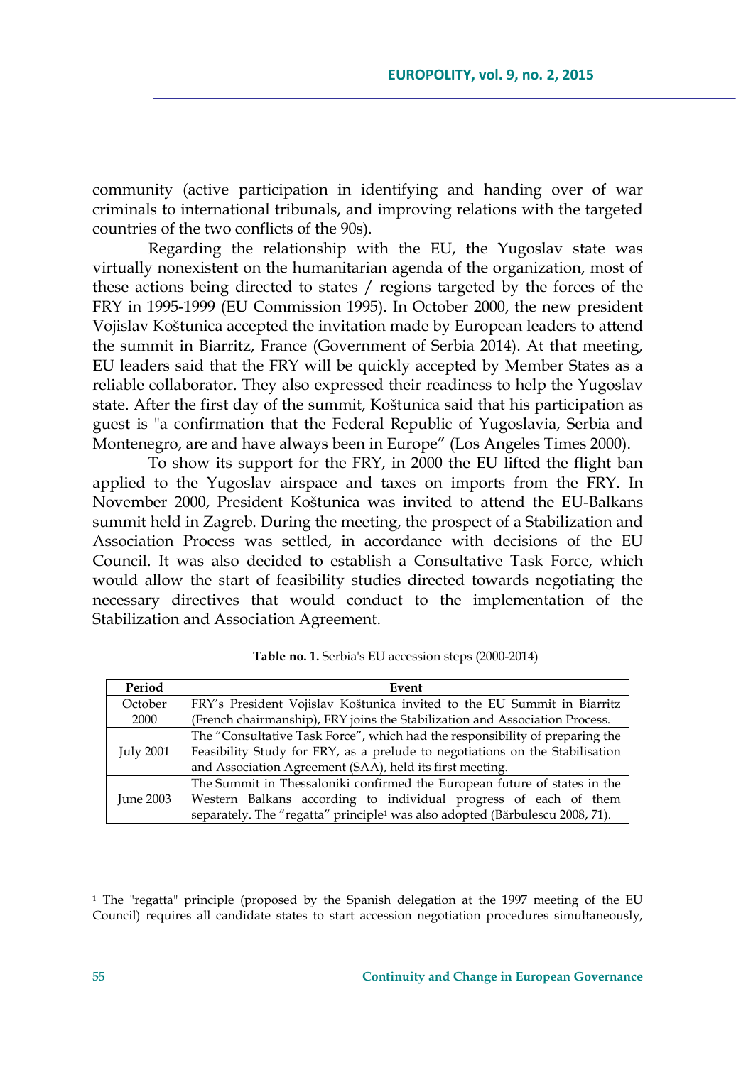community (active participation in identifying and handing over of war criminals to international tribunals, and improving relations with the targeted countries of the two conflicts of the 90s).

Regarding the relationship with the EU, the Yugoslav state was virtually nonexistent on the humanitarian agenda of the organization, most of these actions being directed to states / regions targeted by the forces of the FRY in 1995-1999 (EU Commission 1995). In October 2000, the new president Vojislav Koštunica accepted the invitation made by European leaders to attend the summit in Biarritz, France (Government of Serbia 2014). At that meeting, EU leaders said that the FRY will be quickly accepted by Member States as a reliable collaborator. They also expressed their readiness to help the Yugoslav state. After the first day of the summit, Koštunica said that his participation as guest is "a confirmation that the Federal Republic of Yugoslavia, Serbia and Montenegro, are and have always been in Europe" (Los Angeles Times 2000).

To show its support for the FRY, in 2000 the EU lifted the flight ban applied to the Yugoslav airspace and taxes on imports from the FRY. In November 2000, President Koštunica was invited to attend the EU-Balkans summit held in Zagreb. During the meeting, the prospect of a Stabilization and Association Process was settled, in accordance with decisions of the EU Council. It was also decided to establish a Consultative Task Force, which would allow the start of feasibility studies directed towards negotiating the necessary directives that would conduct to the implementation of the Stabilization and Association Agreement.

**Table no. 1.** Serbia's EU accession steps (2000-2014)

| Period | Event |
|---|---|
| October 2000 | FRY's President Vojislav Koštunica invited to the EU Summit in Biarritz (French chairmanship), FRY joins the Stabilization and Association Process. |
| July 2001 | The "Consultative Task Force", which had the responsibility of preparing the Feasibility Study for FRY, as a prelude to negotiations on the Stabilisation and Association Agreement (SAA), held its first meeting. |
| June 2003 | The Summit in Thessaloniki confirmed the European future of states in the Western Balkans according to individual progress of each of them separately. The "regatta" principle[1] was also adopted (Bărbulescu 2008, 71). |

[1] The "regatta" principle (proposed by the Spanish delegation at the 1997 meeting of the EU Council) requires all candidate states to start accession negotiation procedures simultaneously,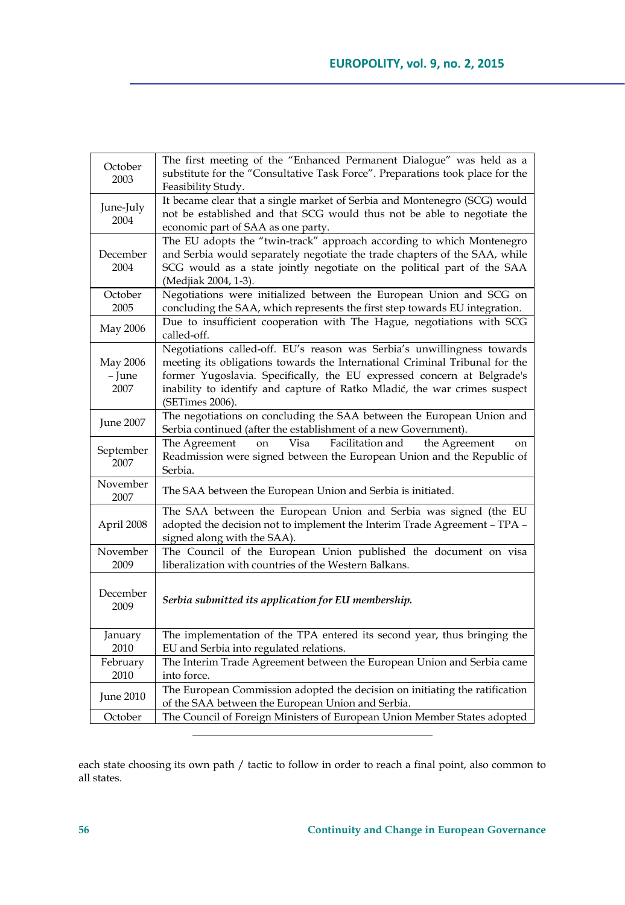| | |
|---|---|
| October 2003 | The first meeting of the "Enhanced Permanent Dialogue" was held as a substitute for the "Consultative Task Force". Preparations took place for the Feasibility Study. |
| June-July 2004 | It became clear that a single market of Serbia and Montenegro (SCG) would not be established and that SCG would thus not be able to negotiate the economic part of SAA as one party. |
| December 2004 | The EU adopts the "twin-track" approach according to which Montenegro and Serbia would separately negotiate the trade chapters of the SAA, while SCG would as a state jointly negotiate on the political part of the SAA (Medjiak 2004, 1-3). |
| October 2005 | Negotiations were initialized between the European Union and SCG on concluding the SAA, which represents the first step towards EU integration. |
| May 2006 | Due to insufficient cooperation with The Hague, negotiations with SCG called-off. |
| May 2006 – June 2007 | Negotiations called-off. EU's reason was Serbia's unwillingness towards meeting its obligations towards the International Criminal Tribunal for the former Yugoslavia. Specifically, the EU expressed concern at Belgrade's inability to identify and capture of Ratko Mladić, the war crimes suspect (SETimes 2006). |
| June 2007 | The negotiations on concluding the SAA between the European Union and Serbia continued (after the establishment of a new Government). |
| September 2007 | The Agreement on Visa Facilitation and the Agreement on Readmission were signed between the European Union and the Republic of Serbia. |
| November 2007 | The SAA between the European Union and Serbia is initiated. |
| April 2008 | The SAA between the European Union and Serbia was signed (the EU adopted the decision not to implement the Interim Trade Agreement – TPA – signed along with the SAA). |
| November 2009 | The Council of the European Union published the document on visa liberalization with countries of the Western Balkans. |
| December 2009 | ***Serbia submitted its application for EU membership.*** |
| January 2010 | The implementation of the TPA entered its second year, thus bringing the EU and Serbia into regulated relations. |
| February 2010 | The Interim Trade Agreement between the European Union and Serbia came into force. |
| June 2010 | The European Commission adopted the decision on initiating the ratification of the SAA between the European Union and Serbia. |
| October | The Council of Foreign Ministers of European Union Member States adopted |

each state choosing its own path / tactic to follow in order to reach a final point, also common to all states.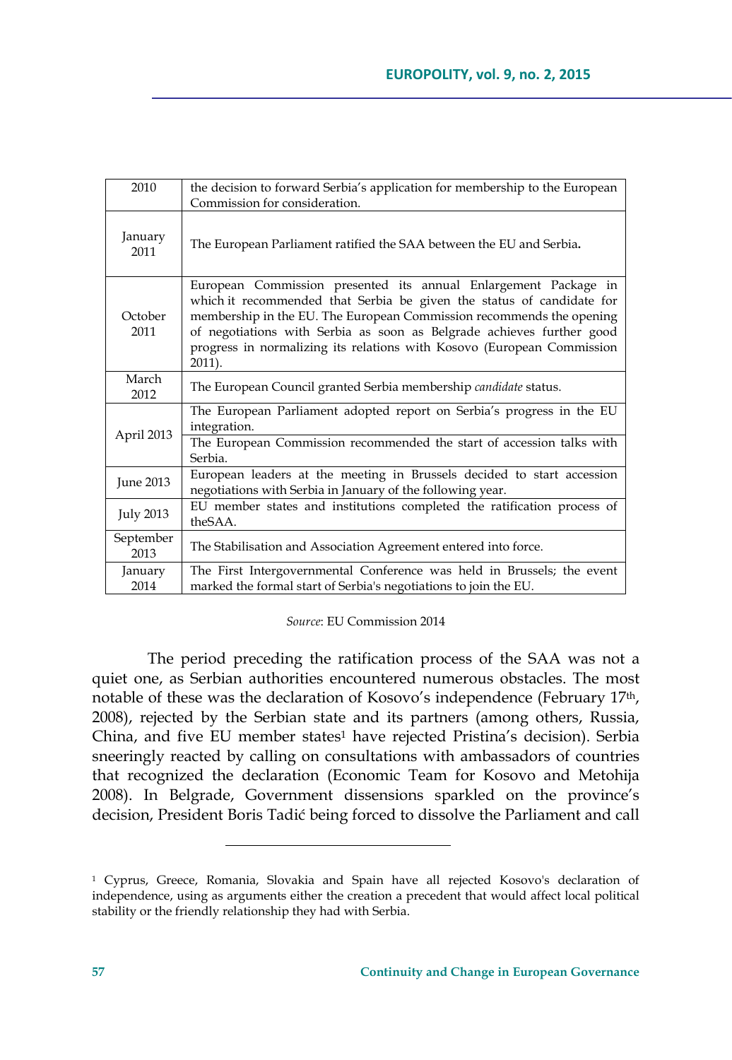| | |
|---|---|
| 2010 | the decision to forward Serbia's application for membership to the European Commission for consideration. |
| January 2011 | The European Parliament ratified the SAA between the EU and Serbia**.** |
| October 2011 | European Commission presented its annual Enlargement Package in which it recommended that Serbia be given the status of candidate for membership in the EU. The European Commission recommends the opening of negotiations with Serbia as soon as Belgrade achieves further good progress in normalizing its relations with Kosovo (European Commission 2011). |
| March 2012 | The European Council granted Serbia membership *candidate* status. |
| April 2013 | The European Parliament adopted report on Serbia's progress in the EU integration. |
| | The European Commission recommended the start of accession talks with Serbia. |
| June 2013 | European leaders at the meeting in Brussels decided to start accession negotiations with Serbia in January of the following year. |
| July 2013 | EU member states and institutions completed the ratification process of theSAA. |
| September 2013 | The Stabilisation and Association Agreement entered into force. |
| January 2014 | The First Intergovernmental Conference was held in Brussels; the event marked the formal start of Serbia's negotiations to join the EU. |

*Source*: EU Commission 2014

The period preceding the ratification process of the SAA was not a quiet one, as Serbian authorities encountered numerous obstacles. The most notable of these was the declaration of Kosovo's independence (February 17th, 2008), rejected by the Serbian state and its partners (among others, Russia, China, and five EU member states[1] have rejected Pristina's decision). Serbia sneeringly reacted by calling on consultations with ambassadors of countries that recognized the declaration (Economic Team for Kosovo and Metohija 2008). In Belgrade, Government dissensions sparkled on the province's decision, President Boris Tadić being forced to dissolve the Parliament and call

[1] Cyprus, Greece, Romania, Slovakia and Spain have all rejected Kosovo's declaration of independence, using as arguments either the creation a precedent that would affect local political stability or the friendly relationship they had with Serbia.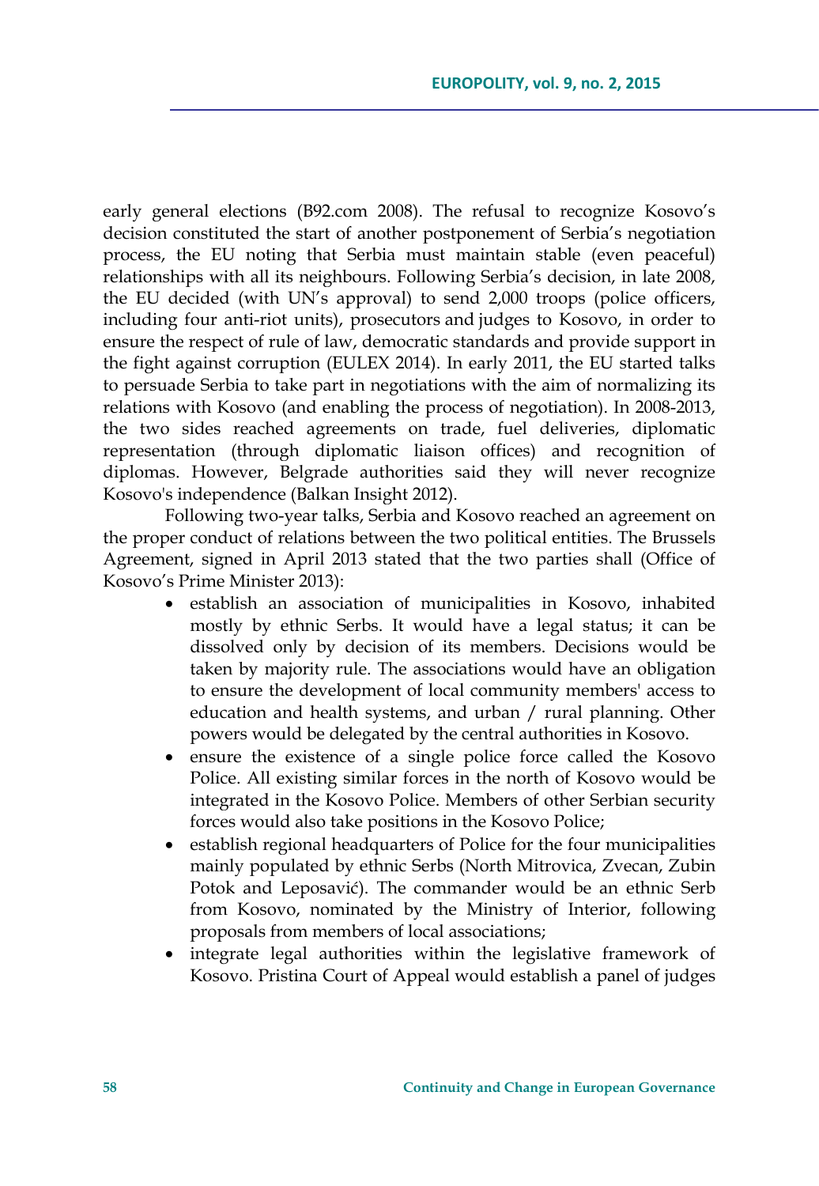early general elections (B92.com 2008). The refusal to recognize Kosovo's decision constituted the start of another postponement of Serbia's negotiation process, the EU noting that Serbia must maintain stable (even peaceful) relationships with all its neighbours. Following Serbia's decision, in late 2008, the EU decided (with UN's approval) to send 2,000 troops (police officers, including four anti-riot units), prosecutors and judges to Kosovo, in order to ensure the respect of rule of law, democratic standards and provide support in the fight against corruption (EULEX 2014). In early 2011, the EU started talks to persuade Serbia to take part in negotiations with the aim of normalizing its relations with Kosovo (and enabling the process of negotiation). In 2008-2013, the two sides reached agreements on trade, fuel deliveries, diplomatic representation (through diplomatic liaison offices) and recognition of diplomas. However, Belgrade authorities said they will never recognize Kosovo's independence (Balkan Insight 2012).

Following two-year talks, Serbia and Kosovo reached an agreement on the proper conduct of relations between the two political entities. The Brussels Agreement, signed in April 2013 stated that the two parties shall (Office of Kosovo's Prime Minister 2013):

- establish an association of municipalities in Kosovo, inhabited mostly by ethnic Serbs. It would have a legal status; it can be dissolved only by decision of its members. Decisions would be taken by majority rule. The associations would have an obligation to ensure the development of local community members' access to education and health systems, and urban / rural planning. Other powers would be delegated by the central authorities in Kosovo.
- ensure the existence of a single police force called the Kosovo Police. All existing similar forces in the north of Kosovo would be integrated in the Kosovo Police. Members of other Serbian security forces would also take positions in the Kosovo Police;
- establish regional headquarters of Police for the four municipalities mainly populated by ethnic Serbs (North Mitrovica, Zvecan, Zubin Potok and Leposavić). The commander would be an ethnic Serb from Kosovo, nominated by the Ministry of Interior, following proposals from members of local associations;
- integrate legal authorities within the legislative framework of Kosovo. Pristina Court of Appeal would establish a panel of judges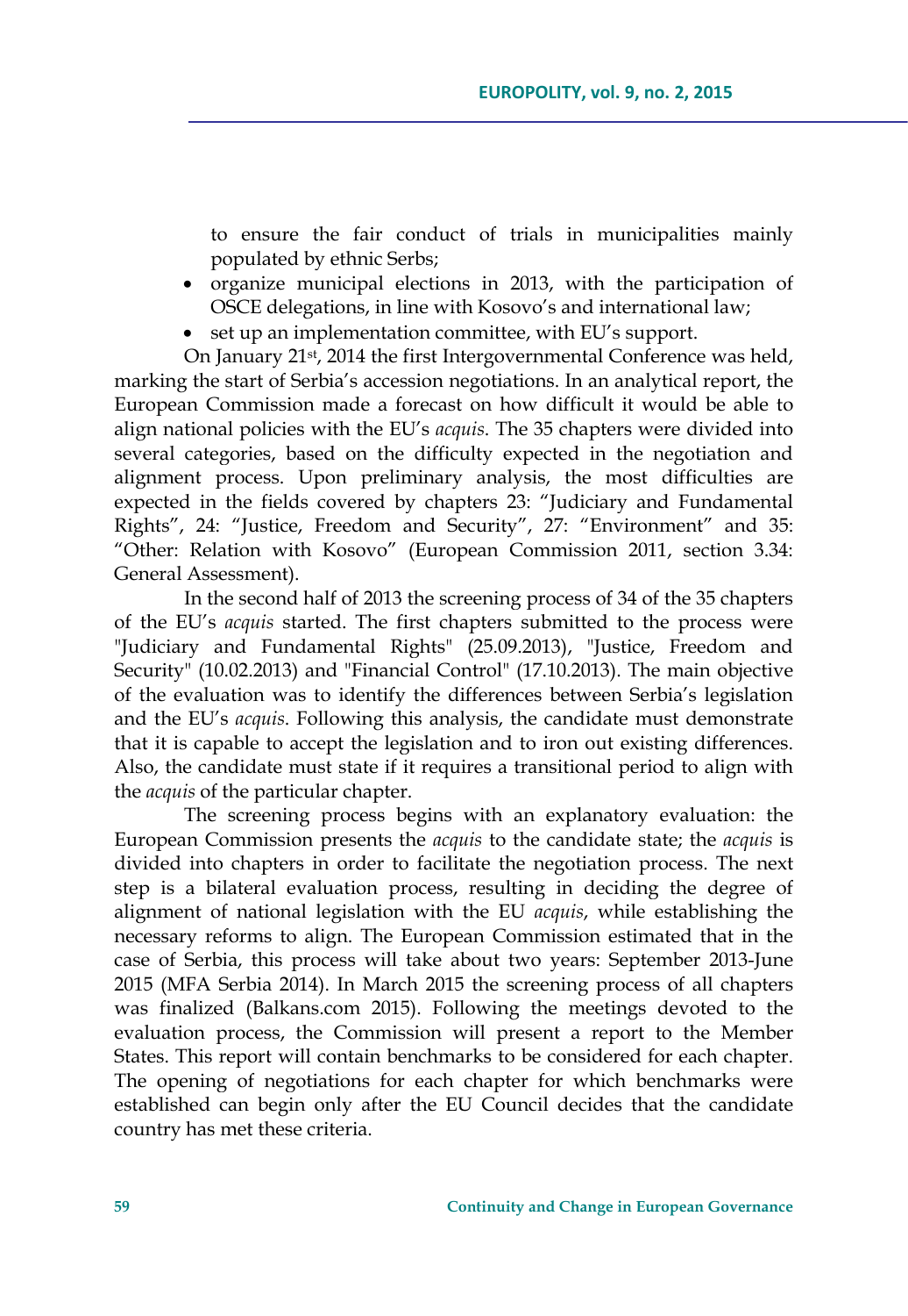to ensure the fair conduct of trials in municipalities mainly populated by ethnic Serbs;

- organize municipal elections in 2013, with the participation of OSCE delegations, in line with Kosovo's and international law;
- set up an implementation committee, with EU's support.

On January 21st, 2014 the first Intergovernmental Conference was held, marking the start of Serbia's accession negotiations. In an analytical report, the European Commission made a forecast on how difficult it would be able to align national policies with the EU's *acquis*. The 35 chapters were divided into several categories, based on the difficulty expected in the negotiation and alignment process. Upon preliminary analysis, the most difficulties are expected in the fields covered by chapters 23: "Judiciary and Fundamental Rights", 24: "Justice, Freedom and Security", 27: "Environment" and 35: "Other: Relation with Kosovo" (European Commission 2011, section 3.34: General Assessment).

In the second half of 2013 the screening process of 34 of the 35 chapters of the EU's *acquis* started. The first chapters submitted to the process were "Judiciary and Fundamental Rights" (25.09.2013), "Justice, Freedom and Security" (10.02.2013) and "Financial Control" (17.10.2013). The main objective of the evaluation was to identify the differences between Serbia's legislation and the EU's *acquis*. Following this analysis, the candidate must demonstrate that it is capable to accept the legislation and to iron out existing differences. Also, the candidate must state if it requires a transitional period to align with the *acquis* of the particular chapter.

The screening process begins with an explanatory evaluation: the European Commission presents the *acquis* to the candidate state; the *acquis* is divided into chapters in order to facilitate the negotiation process. The next step is a bilateral evaluation process, resulting in deciding the degree of alignment of national legislation with the EU *acquis*, while establishing the necessary reforms to align. The European Commission estimated that in the case of Serbia, this process will take about two years: September 2013-June 2015 (MFA Serbia 2014). In March 2015 the screening process of all chapters was finalized (Balkans.com 2015). Following the meetings devoted to the evaluation process, the Commission will present a report to the Member States. This report will contain benchmarks to be considered for each chapter. The opening of negotiations for each chapter for which benchmarks were established can begin only after the EU Council decides that the candidate country has met these criteria.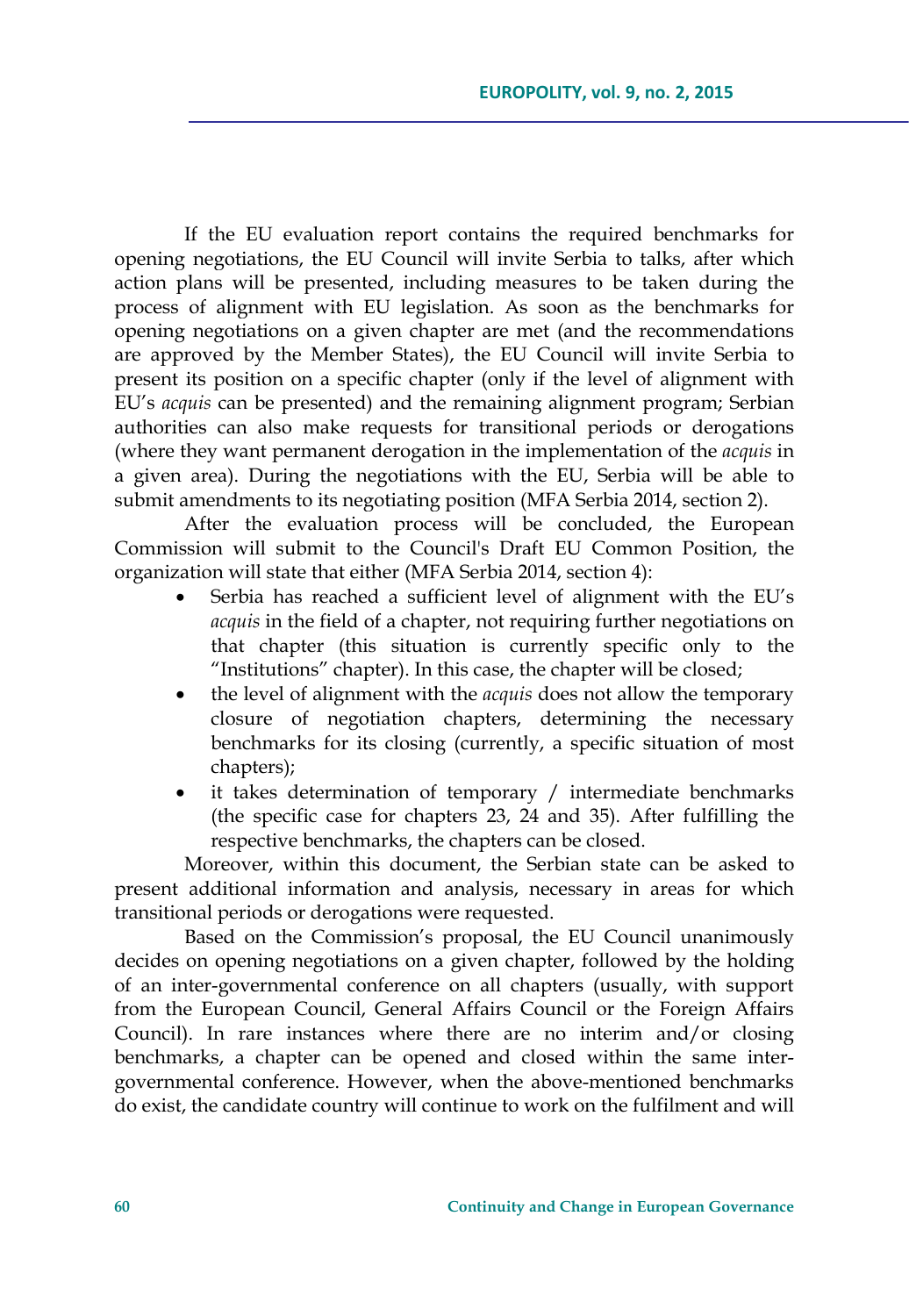If the EU evaluation report contains the required benchmarks for opening negotiations, the EU Council will invite Serbia to talks, after which action plans will be presented, including measures to be taken during the process of alignment with EU legislation. As soon as the benchmarks for opening negotiations on a given chapter are met (and the recommendations are approved by the Member States), the EU Council will invite Serbia to present its position on a specific chapter (only if the level of alignment with EU's *acquis* can be presented) and the remaining alignment program; Serbian authorities can also make requests for transitional periods or derogations (where they want permanent derogation in the implementation of the *acquis* in a given area). During the negotiations with the EU, Serbia will be able to submit amendments to its negotiating position (MFA Serbia 2014, section 2).

After the evaluation process will be concluded, the European Commission will submit to the Council's Draft EU Common Position, the organization will state that either (MFA Serbia 2014, section 4):

- Serbia has reached a sufficient level of alignment with the EU's *acquis* in the field of a chapter, not requiring further negotiations on that chapter (this situation is currently specific only to the "Institutions" chapter). In this case, the chapter will be closed;
- the level of alignment with the *acquis* does not allow the temporary closure of negotiation chapters, determining the necessary benchmarks for its closing (currently, a specific situation of most chapters);
- it takes determination of temporary / intermediate benchmarks (the specific case for chapters 23, 24 and 35). After fulfilling the respective benchmarks, the chapters can be closed.

Moreover, within this document, the Serbian state can be asked to present additional information and analysis, necessary in areas for which transitional periods or derogations were requested.

Based on the Commission's proposal, the EU Council unanimously decides on opening negotiations on a given chapter, followed by the holding of an inter-governmental conference on all chapters (usually, with support from the European Council, General Affairs Council or the Foreign Affairs Council). In rare instances where there are no interim and/or closing benchmarks, a chapter can be opened and closed within the same inter-governmental conference. However, when the above-mentioned benchmarks do exist, the candidate country will continue to work on the fulfilment and will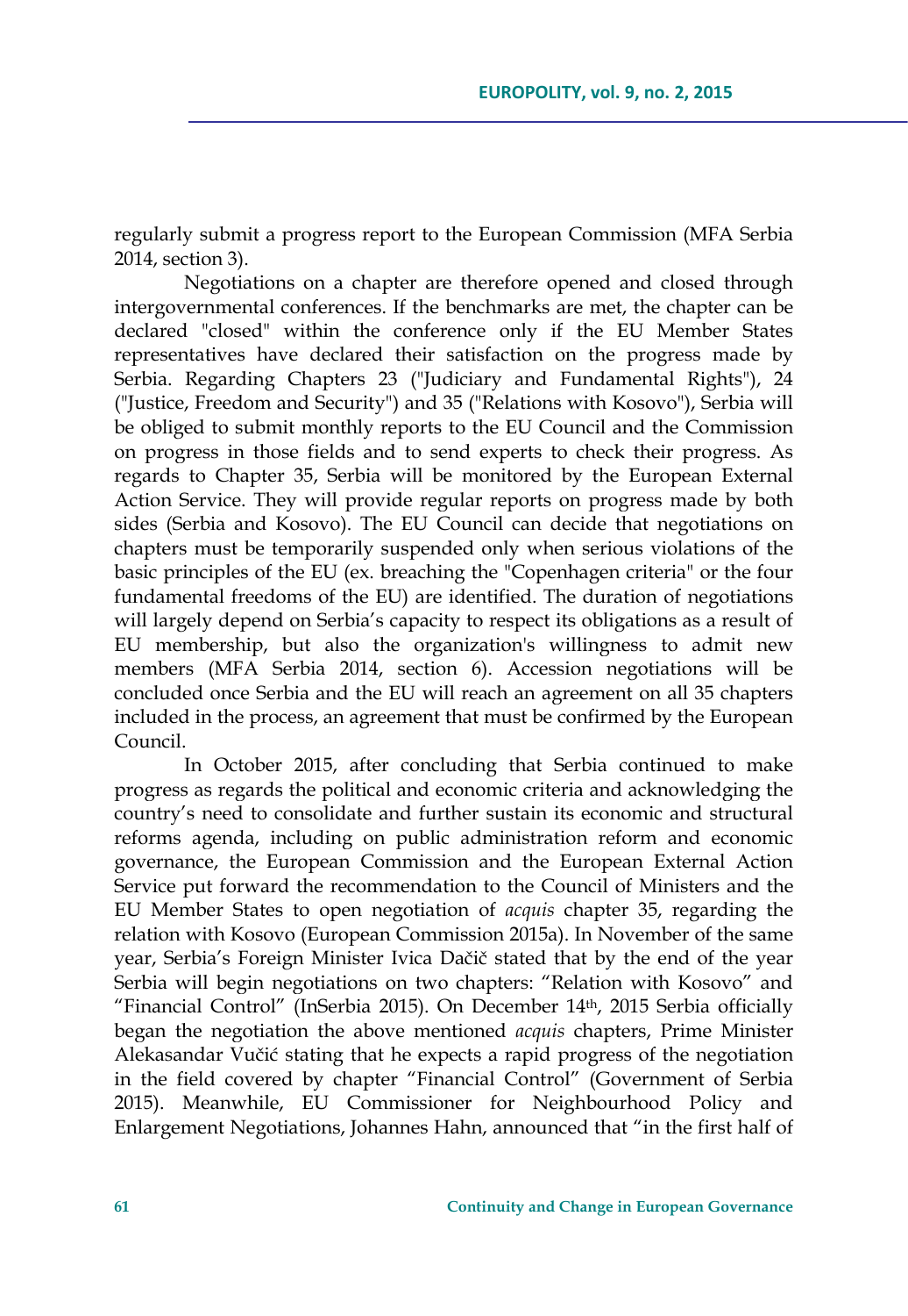regularly submit a progress report to the European Commission (MFA Serbia 2014, section 3).

Negotiations on a chapter are therefore opened and closed through intergovernmental conferences. If the benchmarks are met, the chapter can be declared "closed" within the conference only if the EU Member States representatives have declared their satisfaction on the progress made by Serbia. Regarding Chapters 23 ("Judiciary and Fundamental Rights"), 24 ("Justice, Freedom and Security") and 35 ("Relations with Kosovo"), Serbia will be obliged to submit monthly reports to the EU Council and the Commission on progress in those fields and to send experts to check their progress. As regards to Chapter 35, Serbia will be monitored by the European External Action Service. They will provide regular reports on progress made by both sides (Serbia and Kosovo). The EU Council can decide that negotiations on chapters must be temporarily suspended only when serious violations of the basic principles of the EU (ex. breaching the "Copenhagen criteria" or the four fundamental freedoms of the EU) are identified. The duration of negotiations will largely depend on Serbia's capacity to respect its obligations as a result of EU membership, but also the organization's willingness to admit new members (MFA Serbia 2014, section 6). Accession negotiations will be concluded once Serbia and the EU will reach an agreement on all 35 chapters included in the process, an agreement that must be confirmed by the European Council.

In October 2015, after concluding that Serbia continued to make progress as regards the political and economic criteria and acknowledging the country's need to consolidate and further sustain its economic and structural reforms agenda, including on public administration reform and economic governance, the European Commission and the European External Action Service put forward the recommendation to the Council of Ministers and the EU Member States to open negotiation of *acquis* chapter 35, regarding the relation with Kosovo (European Commission 2015a). In November of the same year, Serbia's Foreign Minister Ivica Dačič stated that by the end of the year Serbia will begin negotiations on two chapters: "Relation with Kosovo" and "Financial Control" (InSerbia 2015). On December 14th, 2015 Serbia officially began the negotiation the above mentioned *acquis* chapters, Prime Minister Alekasandar Vučić stating that he expects a rapid progress of the negotiation in the field covered by chapter "Financial Control" (Government of Serbia 2015). Meanwhile, EU Commissioner for Neighbourhood Policy and Enlargement Negotiations, Johannes Hahn, announced that "in the first half of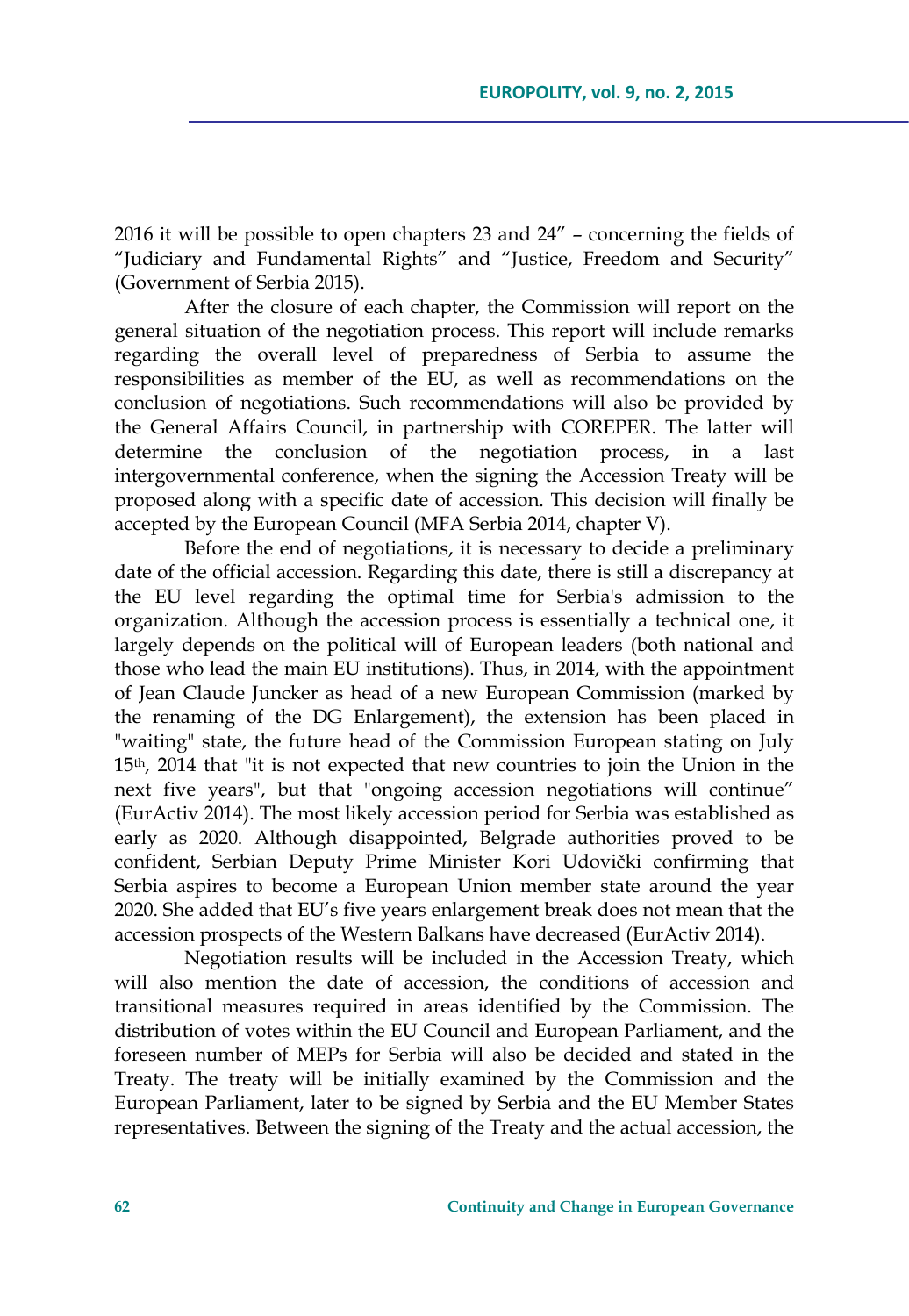2016 it will be possible to open chapters 23 and 24" – concerning the fields of "Judiciary and Fundamental Rights" and "Justice, Freedom and Security" (Government of Serbia 2015).

After the closure of each chapter, the Commission will report on the general situation of the negotiation process. This report will include remarks regarding the overall level of preparedness of Serbia to assume the responsibilities as member of the EU, as well as recommendations on the conclusion of negotiations. Such recommendations will also be provided by the General Affairs Council, in partnership with COREPER. The latter will determine the conclusion of the negotiation process, in a last intergovernmental conference, when the signing the Accession Treaty will be proposed along with a specific date of accession. This decision will finally be accepted by the European Council (MFA Serbia 2014, chapter V).

Before the end of negotiations, it is necessary to decide a preliminary date of the official accession. Regarding this date, there is still a discrepancy at the EU level regarding the optimal time for Serbia's admission to the organization. Although the accession process is essentially a technical one, it largely depends on the political will of European leaders (both national and those who lead the main EU institutions). Thus, in 2014, with the appointment of Jean Claude Juncker as head of a new European Commission (marked by the renaming of the DG Enlargement), the extension has been placed in "waiting" state, the future head of the Commission European stating on July 15th, 2014 that "it is not expected that new countries to join the Union in the next five years", but that "ongoing accession negotiations will continue" (EurActiv 2014). The most likely accession period for Serbia was established as early as 2020. Although disappointed, Belgrade authorities proved to be confident, Serbian Deputy Prime Minister Kori Udovički confirming that Serbia aspires to become a European Union member state around the year 2020. She added that EU's five years enlargement break does not mean that the accession prospects of the Western Balkans have decreased (EurActiv 2014).

Negotiation results will be included in the Accession Treaty, which will also mention the date of accession, the conditions of accession and transitional measures required in areas identified by the Commission. The distribution of votes within the EU Council and European Parliament, and the foreseen number of MEPs for Serbia will also be decided and stated in the Treaty. The treaty will be initially examined by the Commission and the European Parliament, later to be signed by Serbia and the EU Member States representatives. Between the signing of the Treaty and the actual accession, the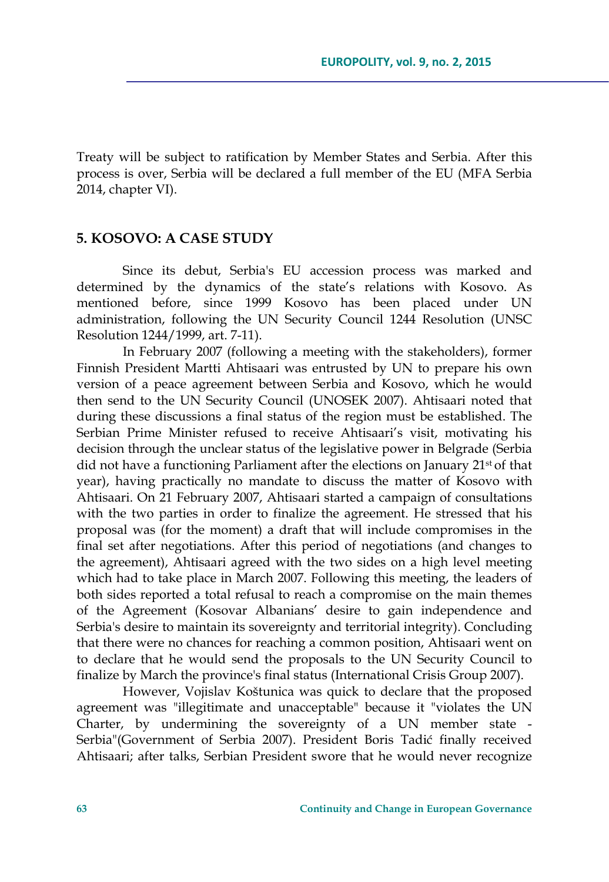Treaty will be subject to ratification by Member States and Serbia. After this process is over, Serbia will be declared a full member of the EU (MFA Serbia 2014, chapter VI).

## 5. KOSOVO: A CASE STUDY

Since its debut, Serbia's EU accession process was marked and determined by the dynamics of the state's relations with Kosovo. As mentioned before, since 1999 Kosovo has been placed under UN administration, following the UN Security Council 1244 Resolution (UNSC Resolution 1244/1999, art. 7-11).

In February 2007 (following a meeting with the stakeholders), former Finnish President Martti Ahtisaari was entrusted by UN to prepare his own version of a peace agreement between Serbia and Kosovo, which he would then send to the UN Security Council (UNOSEK 2007). Ahtisaari noted that during these discussions a final status of the region must be established. The Serbian Prime Minister refused to receive Ahtisaari's visit, motivating his decision through the unclear status of the legislative power in Belgrade (Serbia did not have a functioning Parliament after the elections on January 21st of that year), having practically no mandate to discuss the matter of Kosovo with Ahtisaari. On 21 February 2007, Ahtisaari started a campaign of consultations with the two parties in order to finalize the agreement. He stressed that his proposal was (for the moment) a draft that will include compromises in the final set after negotiations. After this period of negotiations (and changes to the agreement), Ahtisaari agreed with the two sides on a high level meeting which had to take place in March 2007. Following this meeting, the leaders of both sides reported a total refusal to reach a compromise on the main themes of the Agreement (Kosovar Albanians' desire to gain independence and Serbia's desire to maintain its sovereignty and territorial integrity). Concluding that there were no chances for reaching a common position, Ahtisaari went on to declare that he would send the proposals to the UN Security Council to finalize by March the province's final status (International Crisis Group 2007).

However, Vojislav Koštunica was quick to declare that the proposed agreement was "illegitimate and unacceptable" because it "violates the UN Charter, by undermining the sovereignty of a UN member state - Serbia"(Government of Serbia 2007). President Boris Tadić finally received Ahtisaari; after talks, Serbian President swore that he would never recognize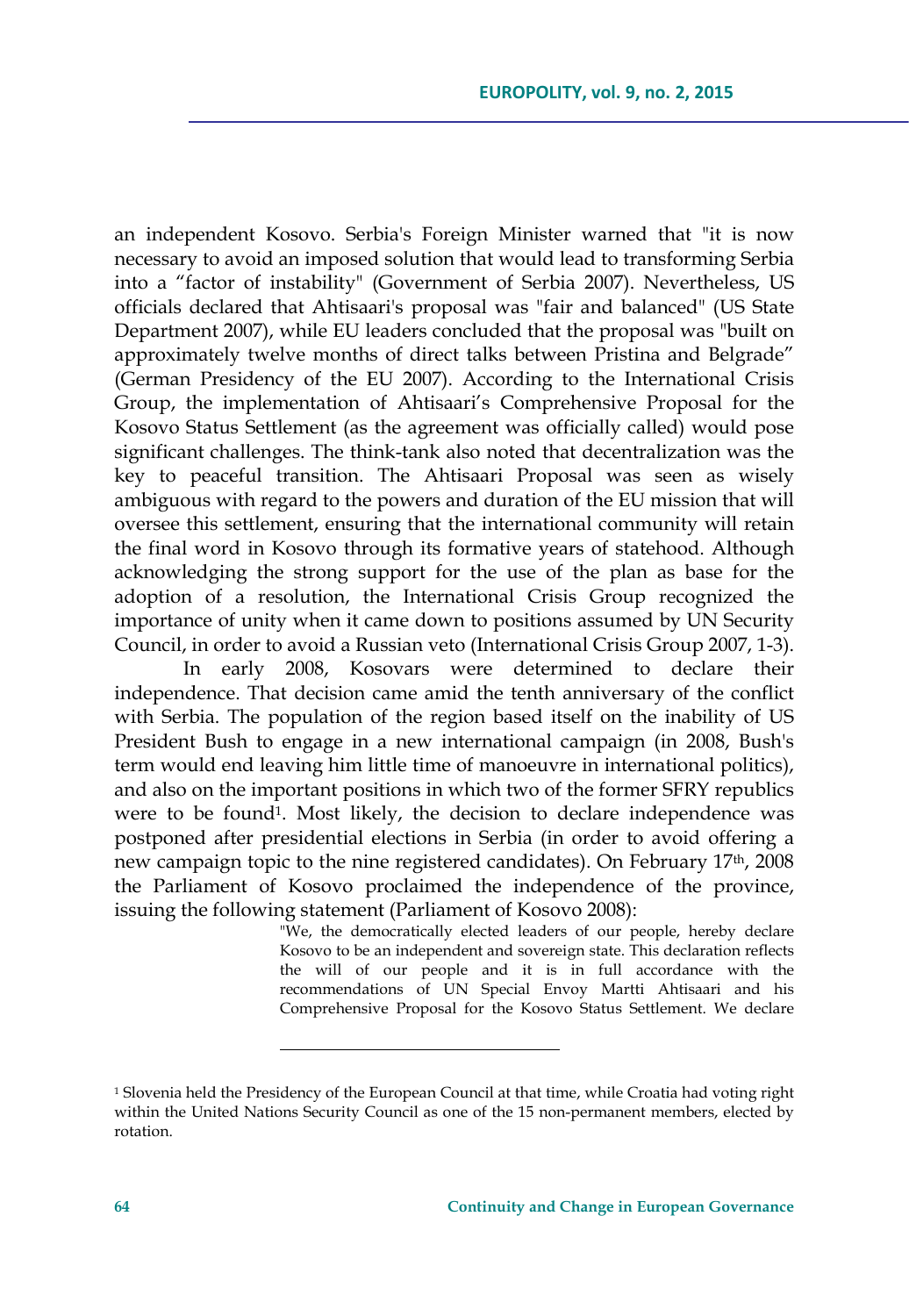an independent Kosovo. Serbia's Foreign Minister warned that "it is now necessary to avoid an imposed solution that would lead to transforming Serbia into a "factor of instability" (Government of Serbia 2007). Nevertheless, US officials declared that Ahtisaari's proposal was "fair and balanced" (US State Department 2007), while EU leaders concluded that the proposal was "built on approximately twelve months of direct talks between Pristina and Belgrade" (German Presidency of the EU 2007). According to the International Crisis Group, the implementation of Ahtisaari's Comprehensive Proposal for the Kosovo Status Settlement (as the agreement was officially called) would pose significant challenges. The think-tank also noted that decentralization was the key to peaceful transition. The Ahtisaari Proposal was seen as wisely ambiguous with regard to the powers and duration of the EU mission that will oversee this settlement, ensuring that the international community will retain the final word in Kosovo through its formative years of statehood. Although acknowledging the strong support for the use of the plan as base for the adoption of a resolution, the International Crisis Group recognized the importance of unity when it came down to positions assumed by UN Security Council, in order to avoid a Russian veto (International Crisis Group 2007, 1-3).

In early 2008, Kosovars were determined to declare their independence. That decision came amid the tenth anniversary of the conflict with Serbia. The population of the region based itself on the inability of US President Bush to engage in a new international campaign (in 2008, Bush's term would end leaving him little time of manoeuvre in international politics), and also on the important positions in which two of the former SFRY republics were to be found[1]. Most likely, the decision to declare independence was postponed after presidential elections in Serbia (in order to avoid offering a new campaign topic to the nine registered candidates). On February 17th, 2008 the Parliament of Kosovo proclaimed the independence of the province, issuing the following statement (Parliament of Kosovo 2008):

> "We, the democratically elected leaders of our people, hereby declare Kosovo to be an independent and sovereign state. This declaration reflects the will of our people and it is in full accordance with the recommendations of UN Special Envoy Martti Ahtisaari and his Comprehensive Proposal for the Kosovo Status Settlement. We declare

[1] Slovenia held the Presidency of the European Council at that time, while Croatia had voting right within the United Nations Security Council as one of the 15 non-permanent members, elected by rotation.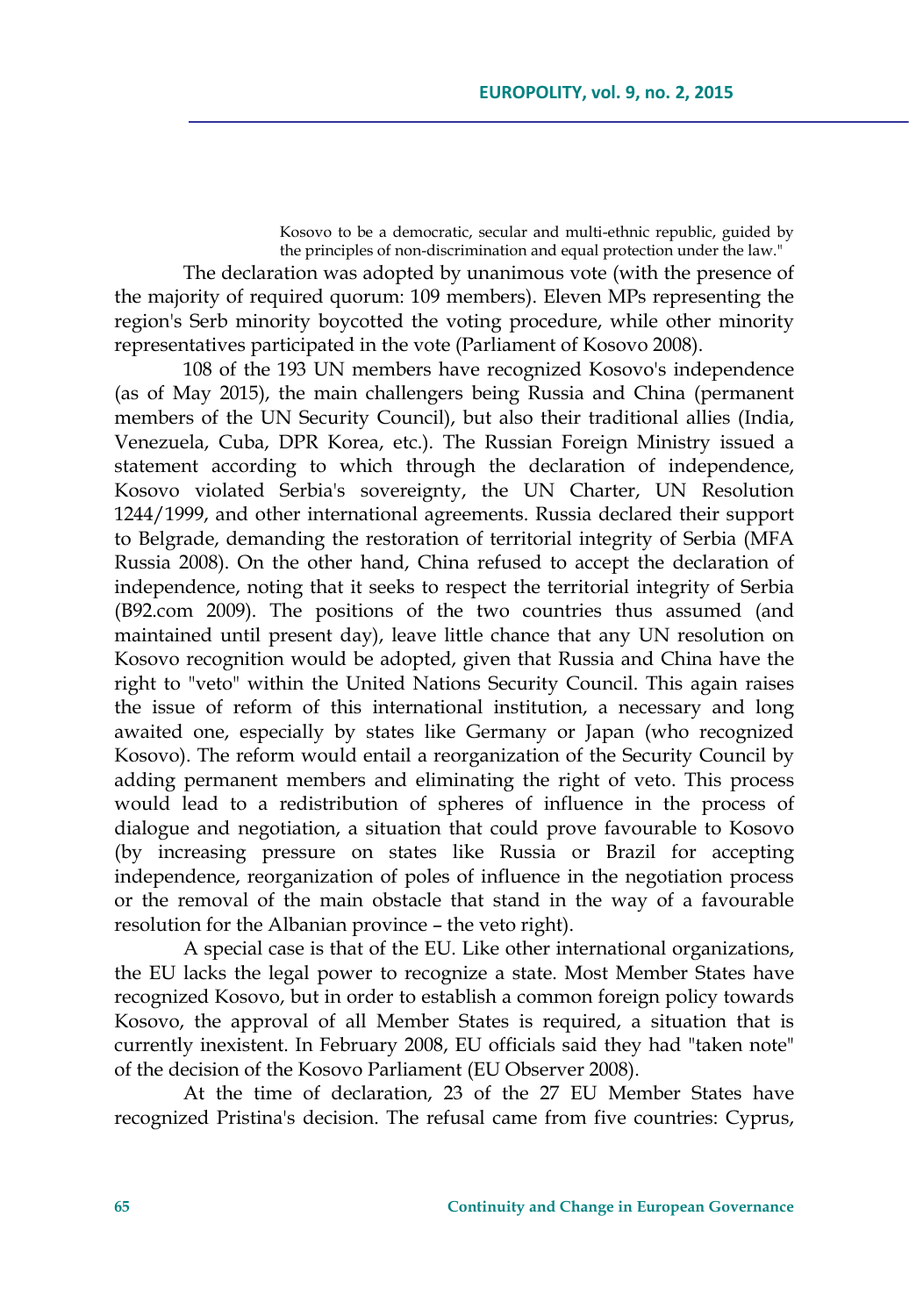> Kosovo to be a democratic, secular and multi-ethnic republic, guided by the principles of non-discrimination and equal protection under the law."

The declaration was adopted by unanimous vote (with the presence of the majority of required quorum: 109 members). Eleven MPs representing the region's Serb minority boycotted the voting procedure, while other minority representatives participated in the vote (Parliament of Kosovo 2008).

108 of the 193 UN members have recognized Kosovo's independence (as of May 2015), the main challengers being Russia and China (permanent members of the UN Security Council), but also their traditional allies (India, Venezuela, Cuba, DPR Korea, etc.). The Russian Foreign Ministry issued a statement according to which through the declaration of independence, Kosovo violated Serbia's sovereignty, the UN Charter, UN Resolution 1244/1999, and other international agreements. Russia declared their support to Belgrade, demanding the restoration of territorial integrity of Serbia (MFA Russia 2008). On the other hand, China refused to accept the declaration of independence, noting that it seeks to respect the territorial integrity of Serbia (B92.com 2009). The positions of the two countries thus assumed (and maintained until present day), leave little chance that any UN resolution on Kosovo recognition would be adopted, given that Russia and China have the right to "veto" within the United Nations Security Council. This again raises the issue of reform of this international institution, a necessary and long awaited one, especially by states like Germany or Japan (who recognized Kosovo). The reform would entail a reorganization of the Security Council by adding permanent members and eliminating the right of veto. This process would lead to a redistribution of spheres of influence in the process of dialogue and negotiation, a situation that could prove favourable to Kosovo (by increasing pressure on states like Russia or Brazil for accepting independence, reorganization of poles of influence in the negotiation process or the removal of the main obstacle that stand in the way of a favourable resolution for the Albanian province – the veto right).

A special case is that of the EU. Like other international organizations, the EU lacks the legal power to recognize a state. Most Member States have recognized Kosovo, but in order to establish a common foreign policy towards Kosovo, the approval of all Member States is required, a situation that is currently inexistent. In February 2008, EU officials said they had "taken note" of the decision of the Kosovo Parliament (EU Observer 2008).

At the time of declaration, 23 of the 27 EU Member States have recognized Pristina's decision. The refusal came from five countries: Cyprus,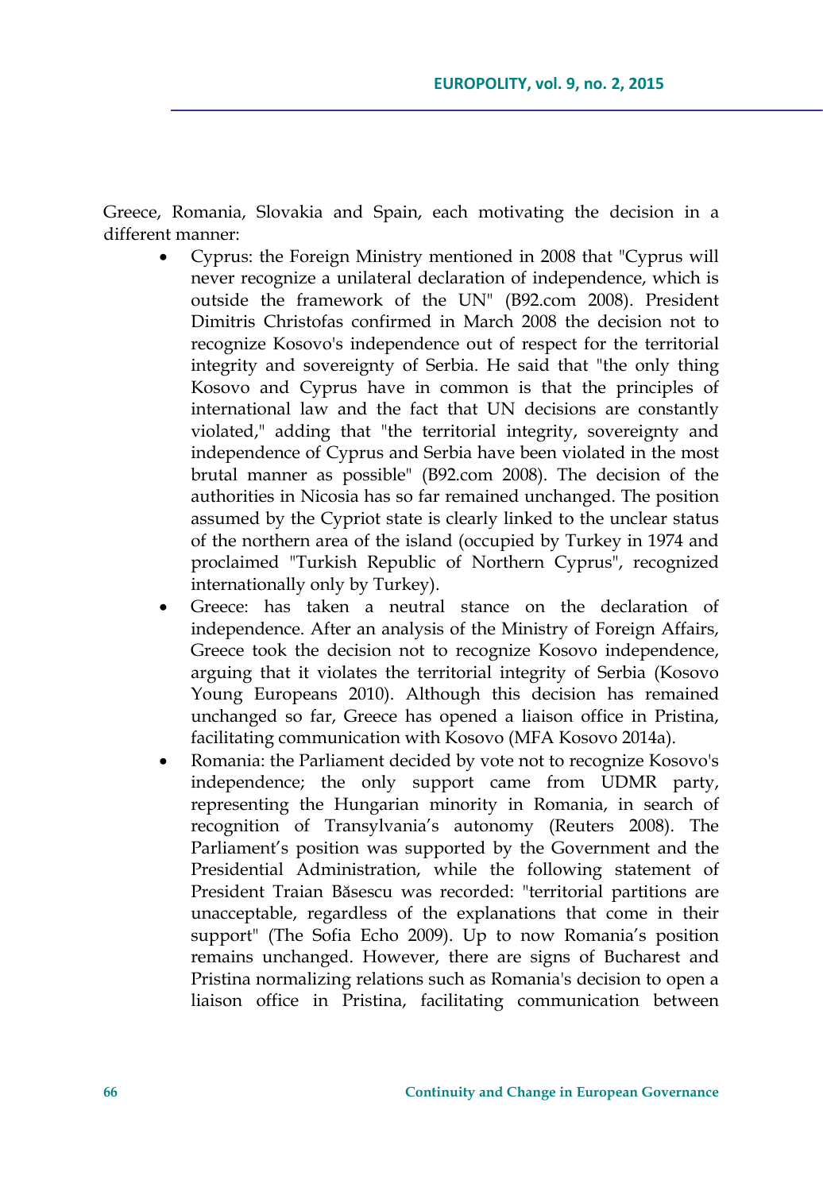Greece, Romania, Slovakia and Spain, each motivating the decision in a different manner:

- Cyprus: the Foreign Ministry mentioned in 2008 that "Cyprus will never recognize a unilateral declaration of independence, which is outside the framework of the UN" (B92.com 2008). President Dimitris Christofas confirmed in March 2008 the decision not to recognize Kosovo's independence out of respect for the territorial integrity and sovereignty of Serbia. He said that "the only thing Kosovo and Cyprus have in common is that the principles of international law and the fact that UN decisions are constantly violated," adding that "the territorial integrity, sovereignty and independence of Cyprus and Serbia have been violated in the most brutal manner as possible" (B92.com 2008). The decision of the authorities in Nicosia has so far remained unchanged. The position assumed by the Cypriot state is clearly linked to the unclear status of the northern area of the island (occupied by Turkey in 1974 and proclaimed "Turkish Republic of Northern Cyprus", recognized internationally only by Turkey).
- Greece: has taken a neutral stance on the declaration of independence. After an analysis of the Ministry of Foreign Affairs, Greece took the decision not to recognize Kosovo independence, arguing that it violates the territorial integrity of Serbia (Kosovo Young Europeans 2010). Although this decision has remained unchanged so far, Greece has opened a liaison office in Pristina, facilitating communication with Kosovo (MFA Kosovo 2014a).
- Romania: the Parliament decided by vote not to recognize Kosovo's independence; the only support came from UDMR party, representing the Hungarian minority in Romania, in search of recognition of Transylvania's autonomy (Reuters 2008). The Parliament's position was supported by the Government and the Presidential Administration, while the following statement of President Traian Băsescu was recorded: "territorial partitions are unacceptable, regardless of the explanations that come in their support" (The Sofia Echo 2009). Up to now Romania's position remains unchanged. However, there are signs of Bucharest and Pristina normalizing relations such as Romania's decision to open a liaison office in Pristina, facilitating communication between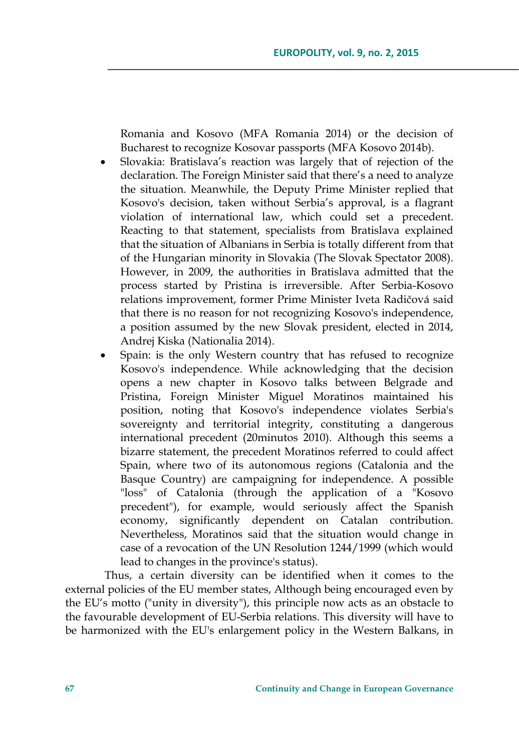Romania and Kosovo (MFA Romania 2014) or the decision of Bucharest to recognize Kosovar passports (MFA Kosovo 2014b).

- Slovakia: Bratislava's reaction was largely that of rejection of the declaration. The Foreign Minister said that there's a need to analyze the situation. Meanwhile, the Deputy Prime Minister replied that Kosovo's decision, taken without Serbia's approval, is a flagrant violation of international law, which could set a precedent. Reacting to that statement, specialists from Bratislava explained that the situation of Albanians in Serbia is totally different from that of the Hungarian minority in Slovakia (The Slovak Spectator 2008). However, in 2009, the authorities in Bratislava admitted that the process started by Pristina is irreversible. After Serbia-Kosovo relations improvement, former Prime Minister Iveta Radičová said that there is no reason for not recognizing Kosovo's independence, a position assumed by the new Slovak president, elected in 2014, Andrej Kiska (Nationalia 2014).
- Spain: is the only Western country that has refused to recognize Kosovo's independence. While acknowledging that the decision opens a new chapter in Kosovo talks between Belgrade and Pristina, Foreign Minister Miguel Moratinos maintained his position, noting that Kosovo's independence violates Serbia's sovereignty and territorial integrity, constituting a dangerous international precedent (20minutos 2010). Although this seems a bizarre statement, the precedent Moratinos referred to could affect Spain, where two of its autonomous regions (Catalonia and the Basque Country) are campaigning for independence. A possible "loss" of Catalonia (through the application of a "Kosovo precedent"), for example, would seriously affect the Spanish economy, significantly dependent on Catalan contribution. Nevertheless, Moratinos said that the situation would change in case of a revocation of the UN Resolution 1244/1999 (which would lead to changes in the province's status).

Thus, a certain diversity can be identified when it comes to the external policies of the EU member states, Although being encouraged even by the EU's motto ("unity in diversity"), this principle now acts as an obstacle to the favourable development of EU-Serbia relations. This diversity will have to be harmonized with the EU's enlargement policy in the Western Balkans, in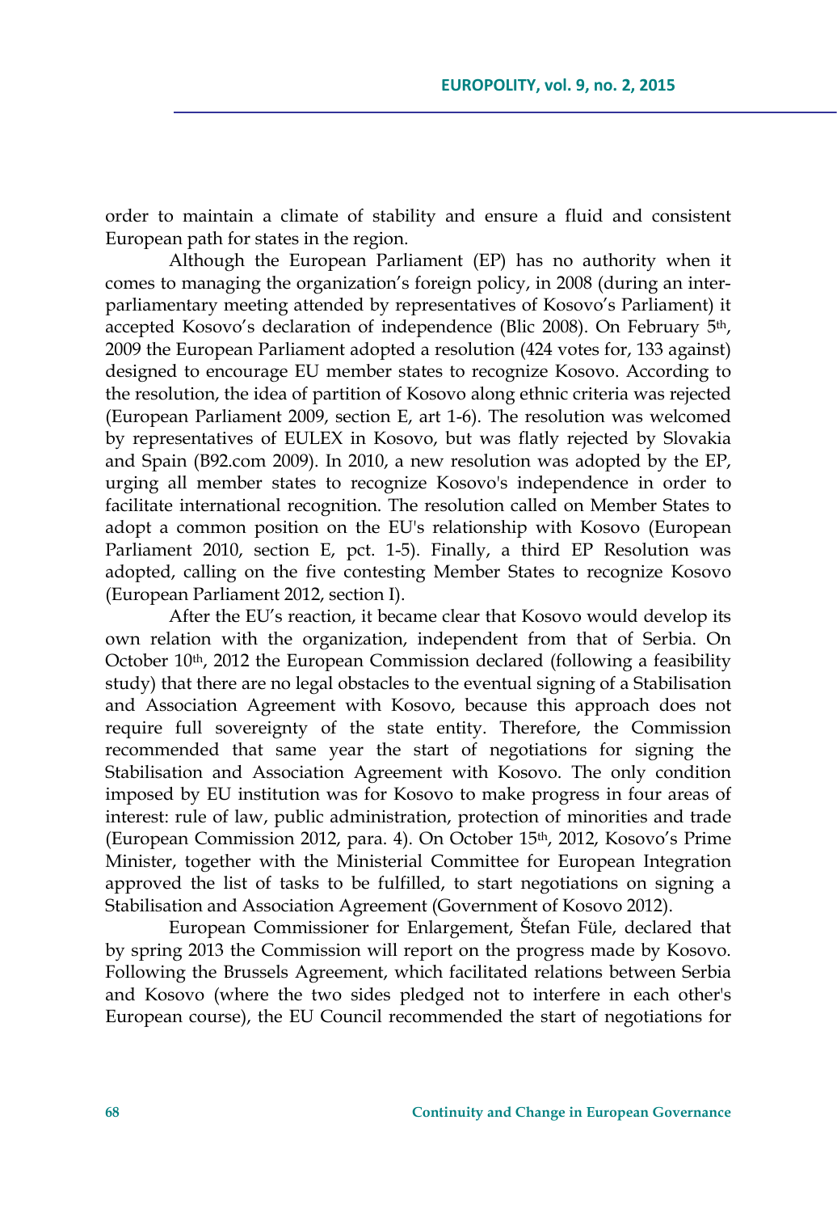order to maintain a climate of stability and ensure a fluid and consistent European path for states in the region.

Although the European Parliament (EP) has no authority when it comes to managing the organization's foreign policy, in 2008 (during an inter-parliamentary meeting attended by representatives of Kosovo's Parliament) it accepted Kosovo's declaration of independence (Blic 2008). On February 5th, 2009 the European Parliament adopted a resolution (424 votes for, 133 against) designed to encourage EU member states to recognize Kosovo. According to the resolution, the idea of partition of Kosovo along ethnic criteria was rejected (European Parliament 2009, section E, art 1-6). The resolution was welcomed by representatives of EULEX in Kosovo, but was flatly rejected by Slovakia and Spain (B92.com 2009). In 2010, a new resolution was adopted by the EP, urging all member states to recognize Kosovo's independence in order to facilitate international recognition. The resolution called on Member States to adopt a common position on the EU's relationship with Kosovo (European Parliament 2010, section E, pct. 1-5). Finally, a third EP Resolution was adopted, calling on the five contesting Member States to recognize Kosovo (European Parliament 2012, section I).

After the EU's reaction, it became clear that Kosovo would develop its own relation with the organization, independent from that of Serbia. On October 10th, 2012 the European Commission declared (following a feasibility study) that there are no legal obstacles to the eventual signing of a Stabilisation and Association Agreement with Kosovo, because this approach does not require full sovereignty of the state entity. Therefore, the Commission recommended that same year the start of negotiations for signing the Stabilisation and Association Agreement with Kosovo. The only condition imposed by EU institution was for Kosovo to make progress in four areas of interest: rule of law, public administration, protection of minorities and trade (European Commission 2012, para. 4). On October 15th, 2012, Kosovo's Prime Minister, together with the Ministerial Committee for European Integration approved the list of tasks to be fulfilled, to start negotiations on signing a Stabilisation and Association Agreement (Government of Kosovo 2012).

European Commissioner for Enlargement, Štefan Füle, declared that by spring 2013 the Commission will report on the progress made by Kosovo. Following the Brussels Agreement, which facilitated relations between Serbia and Kosovo (where the two sides pledged not to interfere in each other's European course), the EU Council recommended the start of negotiations for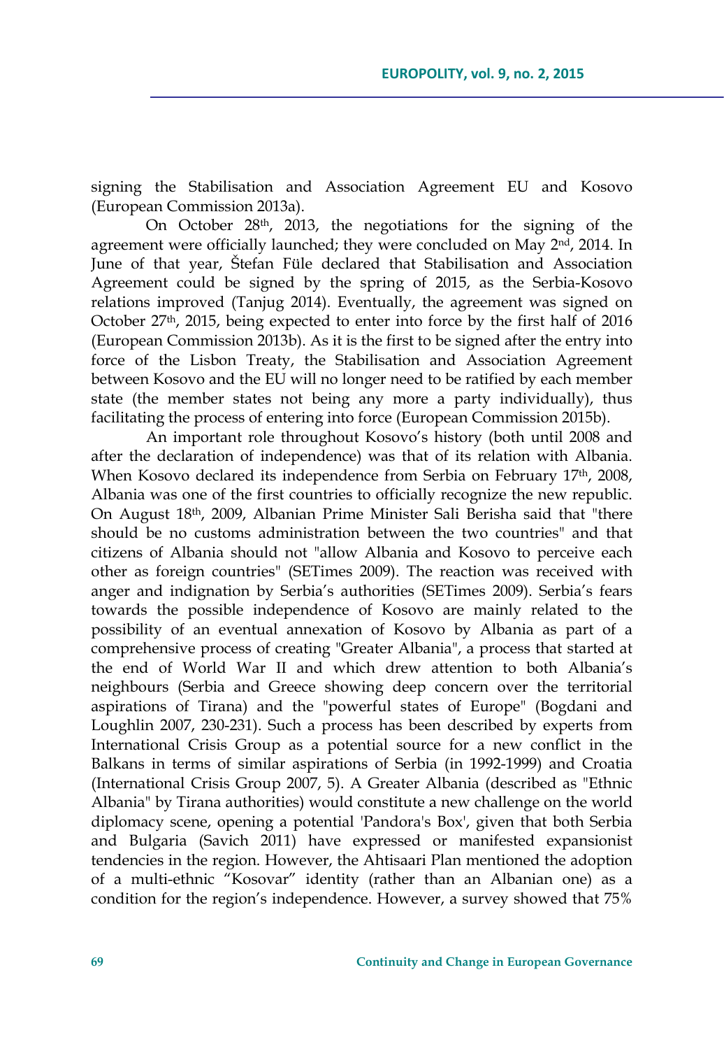signing the Stabilisation and Association Agreement EU and Kosovo (European Commission 2013a).

On October 28th, 2013, the negotiations for the signing of the agreement were officially launched; they were concluded on May 2nd, 2014. In June of that year, Štefan Füle declared that Stabilisation and Association Agreement could be signed by the spring of 2015, as the Serbia-Kosovo relations improved (Tanjug 2014). Eventually, the agreement was signed on October 27th, 2015, being expected to enter into force by the first half of 2016 (European Commission 2013b). As it is the first to be signed after the entry into force of the Lisbon Treaty, the Stabilisation and Association Agreement between Kosovo and the EU will no longer need to be ratified by each member state (the member states not being any more a party individually), thus facilitating the process of entering into force (European Commission 2015b).

An important role throughout Kosovo's history (both until 2008 and after the declaration of independence) was that of its relation with Albania. When Kosovo declared its independence from Serbia on February 17th, 2008, Albania was one of the first countries to officially recognize the new republic. On August 18th, 2009, Albanian Prime Minister Sali Berisha said that "there should be no customs administration between the two countries" and that citizens of Albania should not "allow Albania and Kosovo to perceive each other as foreign countries" (SETimes 2009). The reaction was received with anger and indignation by Serbia's authorities (SETimes 2009). Serbia's fears towards the possible independence of Kosovo are mainly related to the possibility of an eventual annexation of Kosovo by Albania as part of a comprehensive process of creating "Greater Albania", a process that started at the end of World War II and which drew attention to both Albania's neighbours (Serbia and Greece showing deep concern over the territorial aspirations of Tirana) and the "powerful states of Europe" (Bogdani and Loughlin 2007, 230-231). Such a process has been described by experts from International Crisis Group as a potential source for a new conflict in the Balkans in terms of similar aspirations of Serbia (in 1992-1999) and Croatia (International Crisis Group 2007, 5). A Greater Albania (described as "Ethnic Albania" by Tirana authorities) would constitute a new challenge on the world diplomacy scene, opening a potential 'Pandora's Box', given that both Serbia and Bulgaria (Savich 2011) have expressed or manifested expansionist tendencies in the region. However, the Ahtisaari Plan mentioned the adoption of a multi-ethnic "Kosovar" identity (rather than an Albanian one) as a condition for the region's independence. However, a survey showed that 75%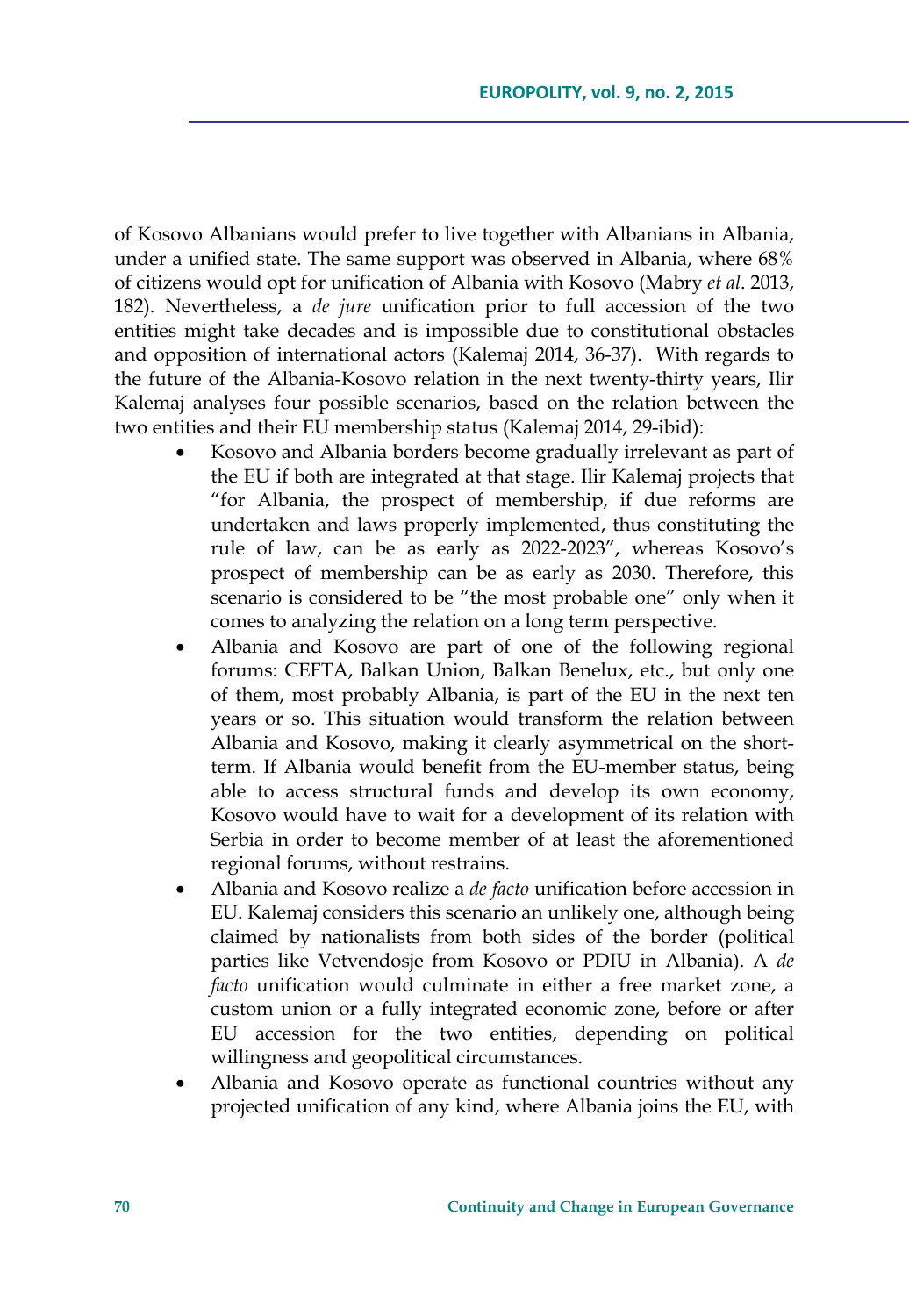of Kosovo Albanians would prefer to live together with Albanians in Albania, under a unified state. The same support was observed in Albania, where 68% of citizens would opt for unification of Albania with Kosovo (Mabry *et al*. 2013, 182). Nevertheless, a *de jure* unification prior to full accession of the two entities might take decades and is impossible due to constitutional obstacles and opposition of international actors (Kalemaj 2014, 36-37). With regards to the future of the Albania-Kosovo relation in the next twenty-thirty years, Ilir Kalemaj analyses four possible scenarios, based on the relation between the two entities and their EU membership status (Kalemaj 2014, 29-ibid):

- Kosovo and Albania borders become gradually irrelevant as part of the EU if both are integrated at that stage. Ilir Kalemaj projects that "for Albania, the prospect of membership, if due reforms are undertaken and laws properly implemented, thus constituting the rule of law, can be as early as 2022-2023", whereas Kosovo's prospect of membership can be as early as 2030. Therefore, this scenario is considered to be "the most probable one" only when it comes to analyzing the relation on a long term perspective.
- Albania and Kosovo are part of one of the following regional forums: CEFTA, Balkan Union, Balkan Benelux, etc., but only one of them, most probably Albania, is part of the EU in the next ten years or so. This situation would transform the relation between Albania and Kosovo, making it clearly asymmetrical on the short-term. If Albania would benefit from the EU-member status, being able to access structural funds and develop its own economy, Kosovo would have to wait for a development of its relation with Serbia in order to become member of at least the aforementioned regional forums, without restrains.
- Albania and Kosovo realize a *de facto* unification before accession in EU. Kalemaj considers this scenario an unlikely one, although being claimed by nationalists from both sides of the border (political parties like Vetvendosje from Kosovo or PDIU in Albania). A *de facto* unification would culminate in either a free market zone, a custom union or a fully integrated economic zone, before or after EU accession for the two entities, depending on political willingness and geopolitical circumstances.
- Albania and Kosovo operate as functional countries without any projected unification of any kind, where Albania joins the EU, with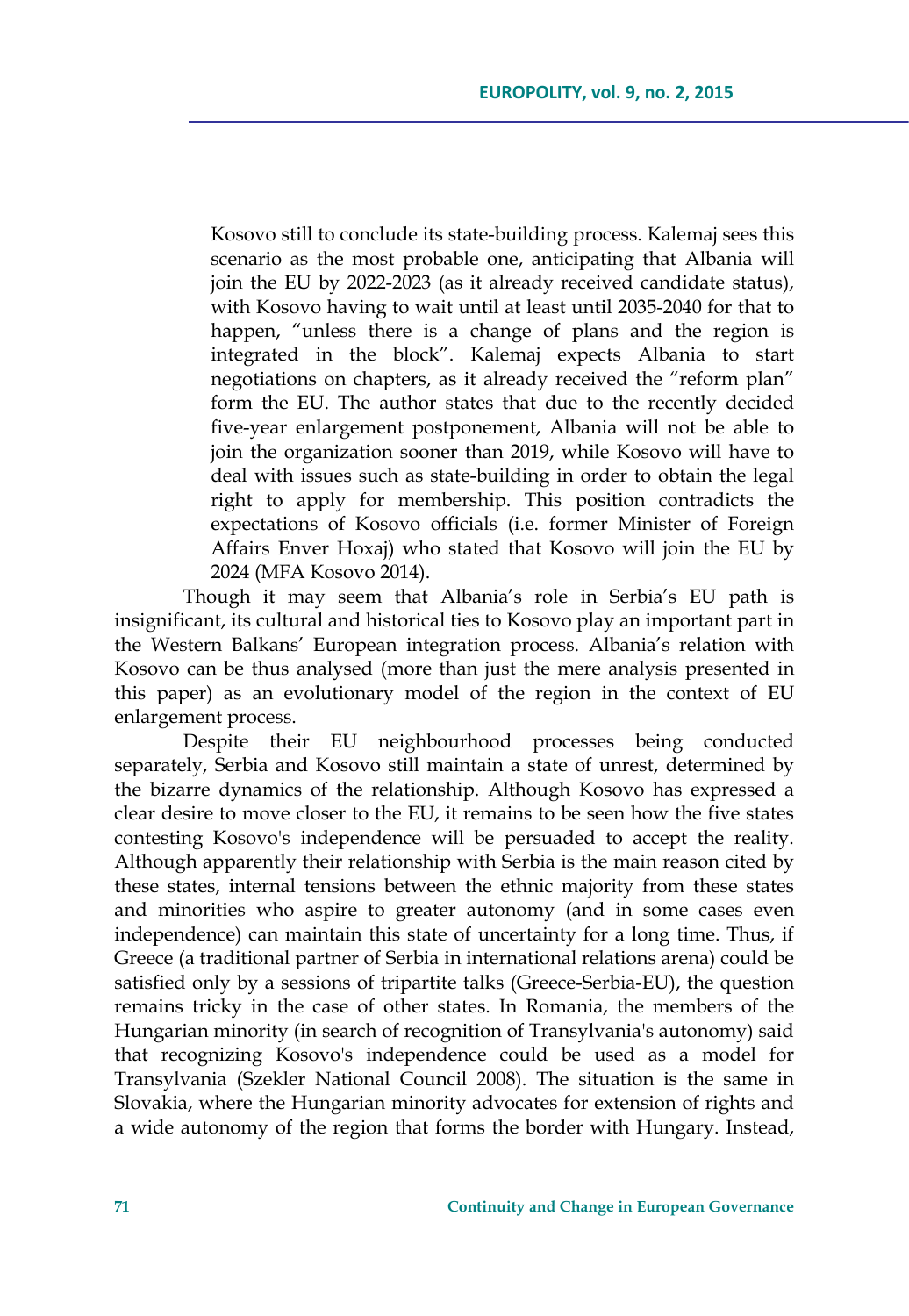Kosovo still to conclude its state-building process. Kalemaj sees this scenario as the most probable one, anticipating that Albania will join the EU by 2022-2023 (as it already received candidate status), with Kosovo having to wait until at least until 2035-2040 for that to happen, "unless there is a change of plans and the region is integrated in the block". Kalemaj expects Albania to start negotiations on chapters, as it already received the "reform plan" form the EU. The author states that due to the recently decided five-year enlargement postponement, Albania will not be able to join the organization sooner than 2019, while Kosovo will have to deal with issues such as state-building in order to obtain the legal right to apply for membership. This position contradicts the expectations of Kosovo officials (i.e. former Minister of Foreign Affairs Enver Hoxaj) who stated that Kosovo will join the EU by 2024 (MFA Kosovo 2014).

Though it may seem that Albania's role in Serbia's EU path is insignificant, its cultural and historical ties to Kosovo play an important part in the Western Balkans' European integration process. Albania's relation with Kosovo can be thus analysed (more than just the mere analysis presented in this paper) as an evolutionary model of the region in the context of EU enlargement process.

Despite their EU neighbourhood processes being conducted separately, Serbia and Kosovo still maintain a state of unrest, determined by the bizarre dynamics of the relationship. Although Kosovo has expressed a clear desire to move closer to the EU, it remains to be seen how the five states contesting Kosovo's independence will be persuaded to accept the reality. Although apparently their relationship with Serbia is the main reason cited by these states, internal tensions between the ethnic majority from these states and minorities who aspire to greater autonomy (and in some cases even independence) can maintain this state of uncertainty for a long time. Thus, if Greece (a traditional partner of Serbia in international relations arena) could be satisfied only by a sessions of tripartite talks (Greece-Serbia-EU), the question remains tricky in the case of other states. In Romania, the members of the Hungarian minority (in search of recognition of Transylvania's autonomy) said that recognizing Kosovo's independence could be used as a model for Transylvania (Szekler National Council 2008). The situation is the same in Slovakia, where the Hungarian minority advocates for extension of rights and a wide autonomy of the region that forms the border with Hungary. Instead,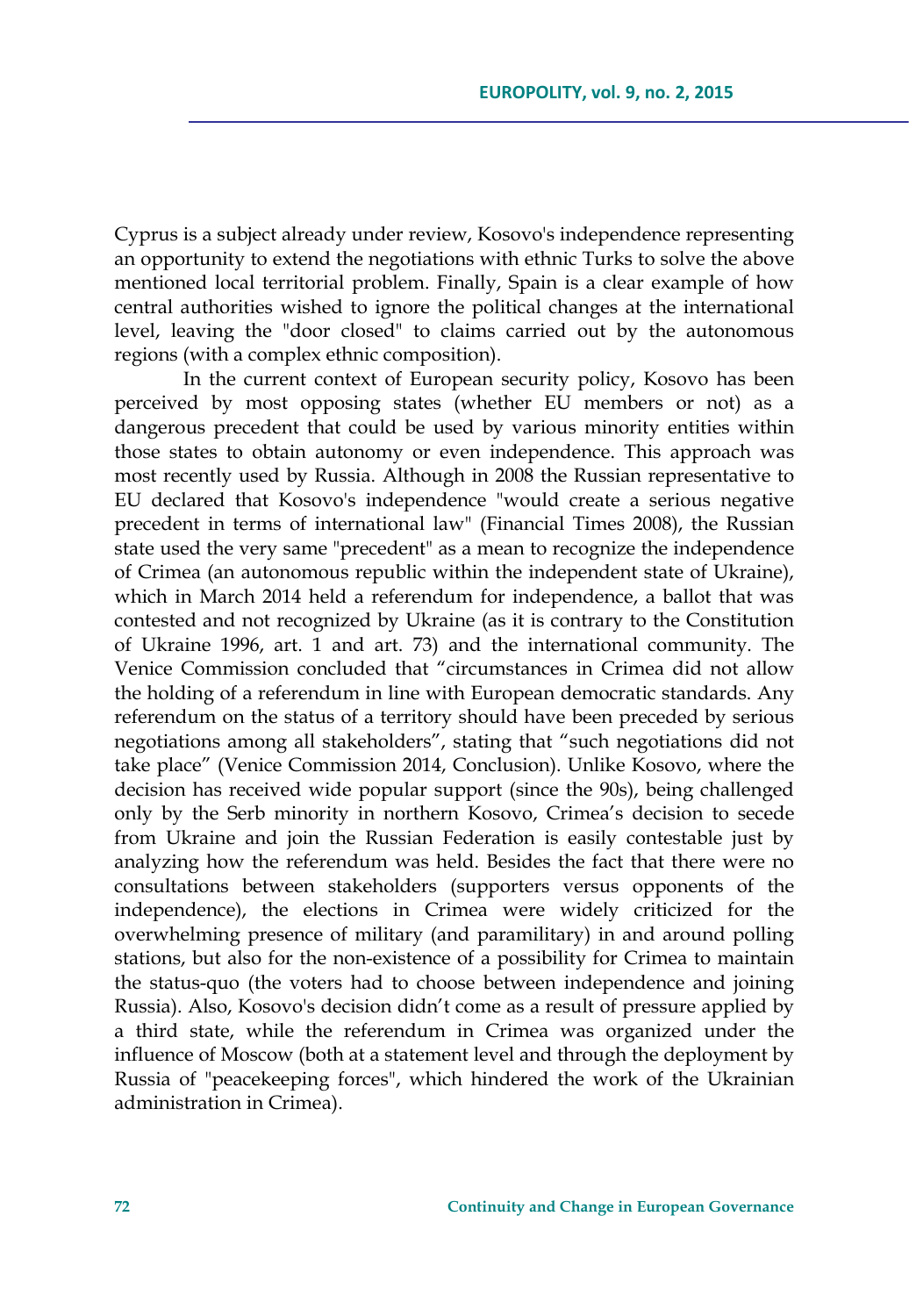Cyprus is a subject already under review, Kosovo's independence representing an opportunity to extend the negotiations with ethnic Turks to solve the above mentioned local territorial problem. Finally, Spain is a clear example of how central authorities wished to ignore the political changes at the international level, leaving the "door closed" to claims carried out by the autonomous regions (with a complex ethnic composition).

In the current context of European security policy, Kosovo has been perceived by most opposing states (whether EU members or not) as a dangerous precedent that could be used by various minority entities within those states to obtain autonomy or even independence. This approach was most recently used by Russia. Although in 2008 the Russian representative to EU declared that Kosovo's independence "would create a serious negative precedent in terms of international law" (Financial Times 2008), the Russian state used the very same "precedent" as a mean to recognize the independence of Crimea (an autonomous republic within the independent state of Ukraine), which in March 2014 held a referendum for independence, a ballot that was contested and not recognized by Ukraine (as it is contrary to the Constitution of Ukraine 1996, art. 1 and art. 73) and the international community. The Venice Commission concluded that "circumstances in Crimea did not allow the holding of a referendum in line with European democratic standards. Any referendum on the status of a territory should have been preceded by serious negotiations among all stakeholders", stating that "such negotiations did not take place" (Venice Commission 2014, Conclusion). Unlike Kosovo, where the decision has received wide popular support (since the 90s), being challenged only by the Serb minority in northern Kosovo, Crimea's decision to secede from Ukraine and join the Russian Federation is easily contestable just by analyzing how the referendum was held. Besides the fact that there were no consultations between stakeholders (supporters versus opponents of the independence), the elections in Crimea were widely criticized for the overwhelming presence of military (and paramilitary) in and around polling stations, but also for the non-existence of a possibility for Crimea to maintain the status-quo (the voters had to choose between independence and joining Russia). Also, Kosovo's decision didn't come as a result of pressure applied by a third state, while the referendum in Crimea was organized under the influence of Moscow (both at a statement level and through the deployment by Russia of "peacekeeping forces", which hindered the work of the Ukrainian administration in Crimea).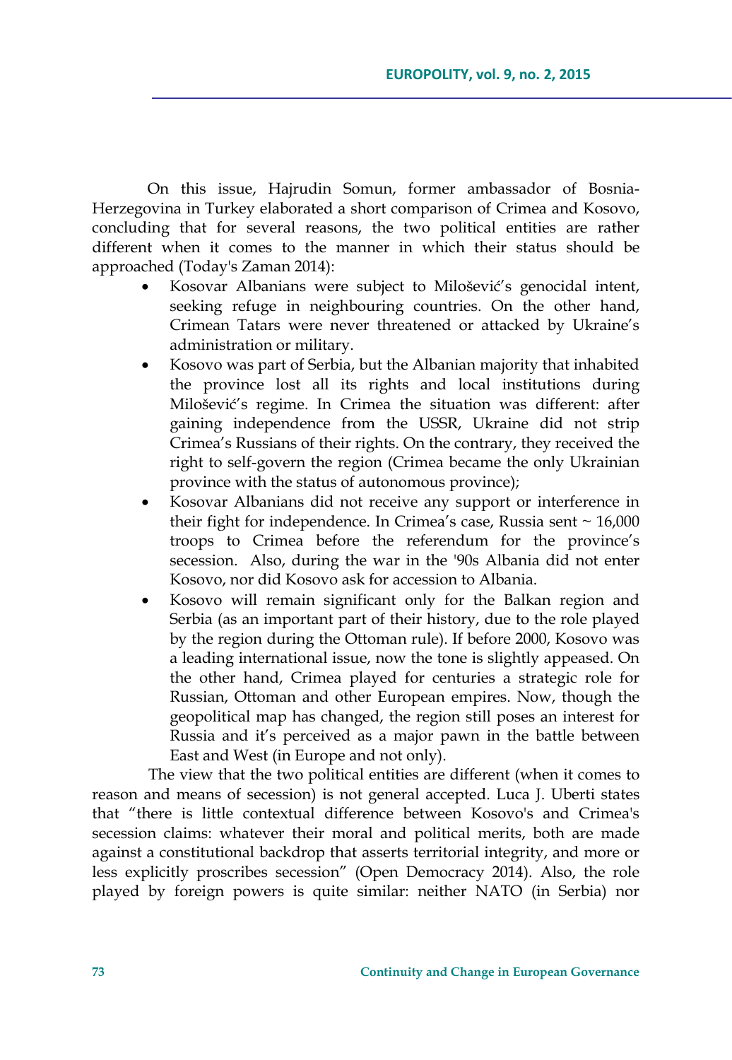On this issue, Hajrudin Somun, former ambassador of Bosnia-Herzegovina in Turkey elaborated a short comparison of Crimea and Kosovo, concluding that for several reasons, the two political entities are rather different when it comes to the manner in which their status should be approached (Today's Zaman 2014):

- Kosovar Albanians were subject to Milošević's genocidal intent, seeking refuge in neighbouring countries. On the other hand, Crimean Tatars were never threatened or attacked by Ukraine's administration or military.
- Kosovo was part of Serbia, but the Albanian majority that inhabited the province lost all its rights and local institutions during Milošević's regime. In Crimea the situation was different: after gaining independence from the USSR, Ukraine did not strip Crimea's Russians of their rights. On the contrary, they received the right to self-govern the region (Crimea became the only Ukrainian province with the status of autonomous province);
- Kosovar Albanians did not receive any support or interference in their fight for independence. In Crimea's case, Russia sent ~ 16,000 troops to Crimea before the referendum for the province's secession. Also, during the war in the '90s Albania did not enter Kosovo, nor did Kosovo ask for accession to Albania.
- Kosovo will remain significant only for the Balkan region and Serbia (as an important part of their history, due to the role played by the region during the Ottoman rule). If before 2000, Kosovo was a leading international issue, now the tone is slightly appeased. On the other hand, Crimea played for centuries a strategic role for Russian, Ottoman and other European empires. Now, though the geopolitical map has changed, the region still poses an interest for Russia and it's perceived as a major pawn in the battle between East and West (in Europe and not only).

The view that the two political entities are different (when it comes to reason and means of secession) is not general accepted. Luca J. Uberti states that "there is little contextual difference between Kosovo's and Crimea's secession claims: whatever their moral and political merits, both are made against a constitutional backdrop that asserts territorial integrity, and more or less explicitly proscribes secession" (Open Democracy 2014). Also, the role played by foreign powers is quite similar: neither NATO (in Serbia) nor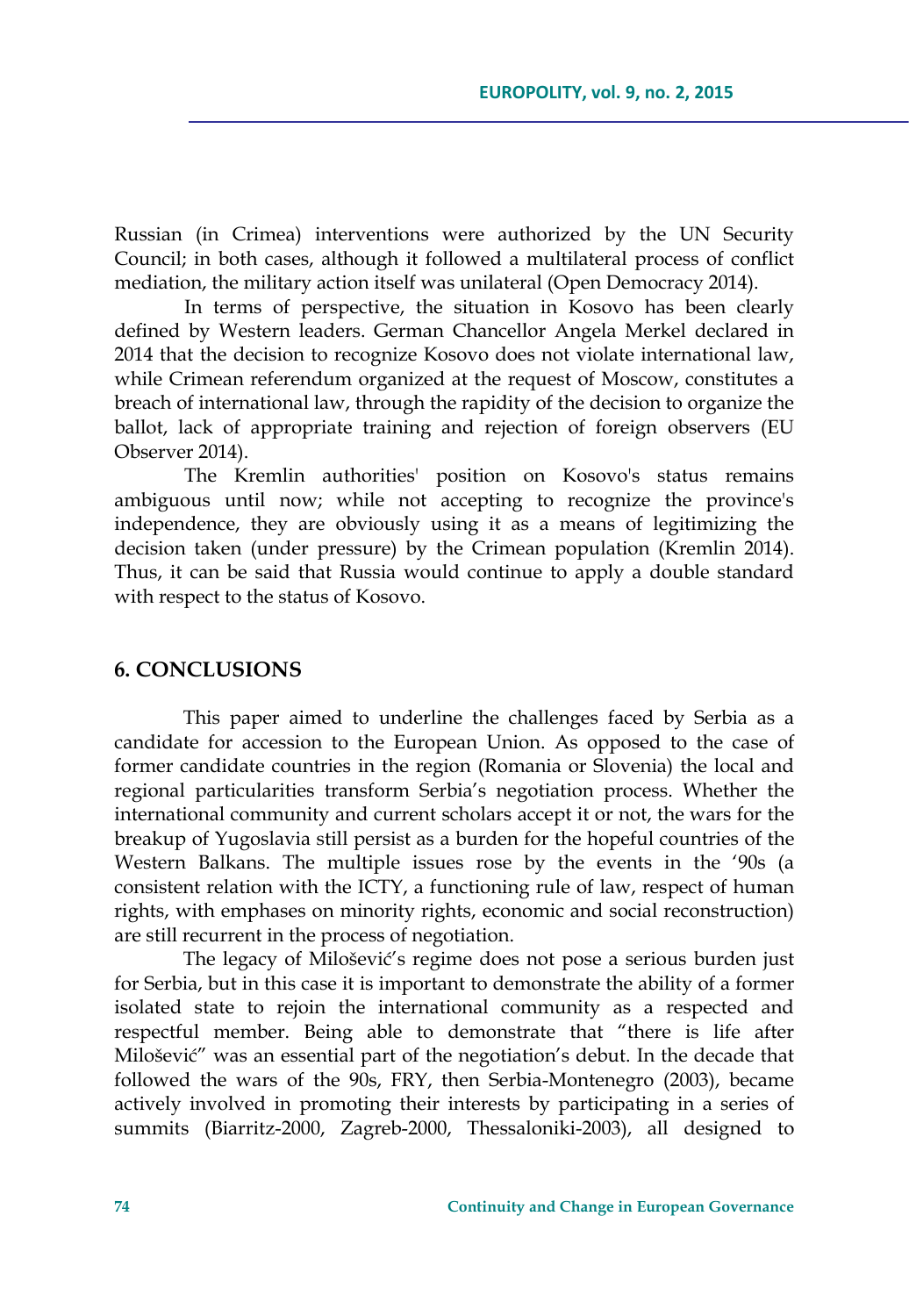Russian (in Crimea) interventions were authorized by the UN Security Council; in both cases, although it followed a multilateral process of conflict mediation, the military action itself was unilateral (Open Democracy 2014).

In terms of perspective, the situation in Kosovo has been clearly defined by Western leaders. German Chancellor Angela Merkel declared in 2014 that the decision to recognize Kosovo does not violate international law, while Crimean referendum organized at the request of Moscow, constitutes a breach of international law, through the rapidity of the decision to organize the ballot, lack of appropriate training and rejection of foreign observers (EU Observer 2014).

The Kremlin authorities' position on Kosovo's status remains ambiguous until now; while not accepting to recognize the province's independence, they are obviously using it as a means of legitimizing the decision taken (under pressure) by the Crimean population (Kremlin 2014). Thus, it can be said that Russia would continue to apply a double standard with respect to the status of Kosovo.

## 6. CONCLUSIONS

This paper aimed to underline the challenges faced by Serbia as a candidate for accession to the European Union. As opposed to the case of former candidate countries in the region (Romania or Slovenia) the local and regional particularities transform Serbia's negotiation process. Whether the international community and current scholars accept it or not, the wars for the breakup of Yugoslavia still persist as a burden for the hopeful countries of the Western Balkans. The multiple issues rose by the events in the '90s (a consistent relation with the ICTY, a functioning rule of law, respect of human rights, with emphases on minority rights, economic and social reconstruction) are still recurrent in the process of negotiation.

The legacy of Milošević's regime does not pose a serious burden just for Serbia, but in this case it is important to demonstrate the ability of a former isolated state to rejoin the international community as a respected and respectful member. Being able to demonstrate that "there is life after Milošević" was an essential part of the negotiation's debut. In the decade that followed the wars of the 90s, FRY, then Serbia-Montenegro (2003), became actively involved in promoting their interests by participating in a series of summits (Biarritz-2000, Zagreb-2000, Thessaloniki-2003), all designed to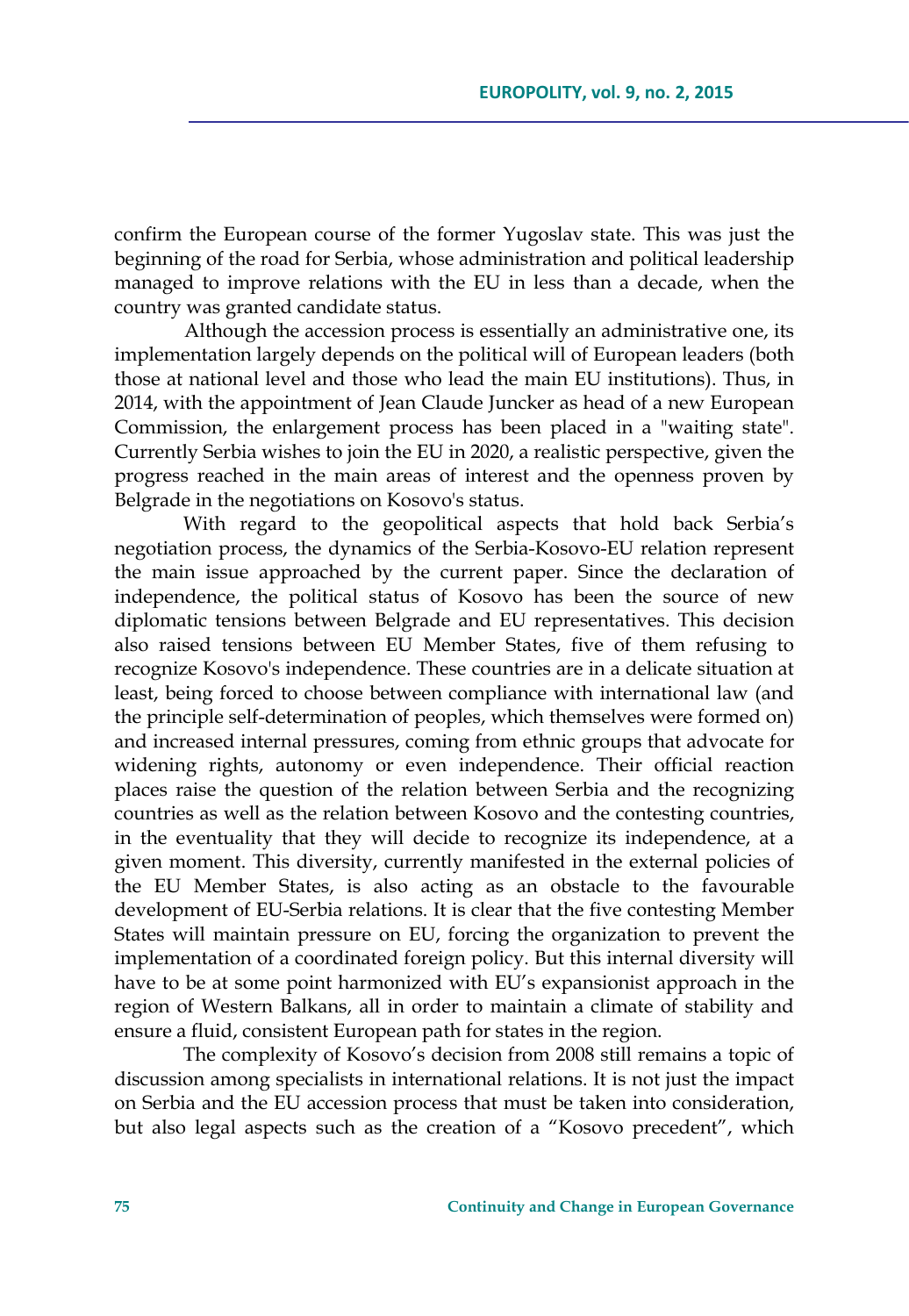confirm the European course of the former Yugoslav state. This was just the beginning of the road for Serbia, whose administration and political leadership managed to improve relations with the EU in less than a decade, when the country was granted candidate status.

Although the accession process is essentially an administrative one, its implementation largely depends on the political will of European leaders (both those at national level and those who lead the main EU institutions). Thus, in 2014, with the appointment of Jean Claude Juncker as head of a new European Commission, the enlargement process has been placed in a "waiting state". Currently Serbia wishes to join the EU in 2020, a realistic perspective, given the progress reached in the main areas of interest and the openness proven by Belgrade in the negotiations on Kosovo's status.

With regard to the geopolitical aspects that hold back Serbia's negotiation process, the dynamics of the Serbia-Kosovo-EU relation represent the main issue approached by the current paper. Since the declaration of independence, the political status of Kosovo has been the source of new diplomatic tensions between Belgrade and EU representatives. This decision also raised tensions between EU Member States, five of them refusing to recognize Kosovo's independence. These countries are in a delicate situation at least, being forced to choose between compliance with international law (and the principle self-determination of peoples, which themselves were formed on) and increased internal pressures, coming from ethnic groups that advocate for widening rights, autonomy or even independence. Their official reaction places raise the question of the relation between Serbia and the recognizing countries as well as the relation between Kosovo and the contesting countries, in the eventuality that they will decide to recognize its independence, at a given moment. This diversity, currently manifested in the external policies of the EU Member States, is also acting as an obstacle to the favourable development of EU-Serbia relations. It is clear that the five contesting Member States will maintain pressure on EU, forcing the organization to prevent the implementation of a coordinated foreign policy. But this internal diversity will have to be at some point harmonized with EU's expansionist approach in the region of Western Balkans, all in order to maintain a climate of stability and ensure a fluid, consistent European path for states in the region.

The complexity of Kosovo's decision from 2008 still remains a topic of discussion among specialists in international relations. It is not just the impact on Serbia and the EU accession process that must be taken into consideration, but also legal aspects such as the creation of a "Kosovo precedent", which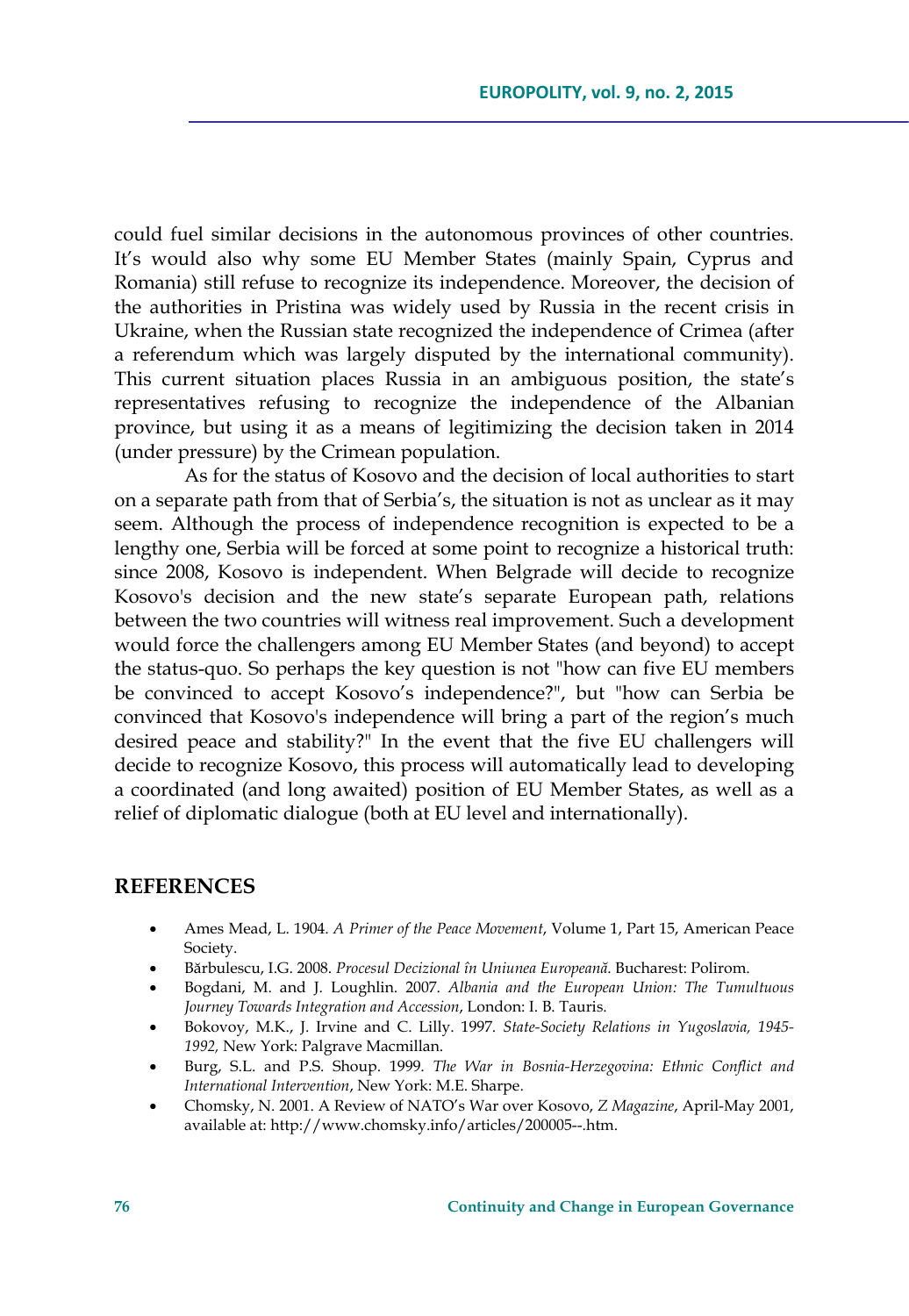could fuel similar decisions in the autonomous provinces of other countries. It's would also why some EU Member States (mainly Spain, Cyprus and Romania) still refuse to recognize its independence. Moreover, the decision of the authorities in Pristina was widely used by Russia in the recent crisis in Ukraine, when the Russian state recognized the independence of Crimea (after a referendum which was largely disputed by the international community). This current situation places Russia in an ambiguous position, the state's representatives refusing to recognize the independence of the Albanian province, but using it as a means of legitimizing the decision taken in 2014 (under pressure) by the Crimean population.

As for the status of Kosovo and the decision of local authorities to start on a separate path from that of Serbia's, the situation is not as unclear as it may seem. Although the process of independence recognition is expected to be a lengthy one, Serbia will be forced at some point to recognize a historical truth: since 2008, Kosovo is independent. When Belgrade will decide to recognize Kosovo's decision and the new state's separate European path, relations between the two countries will witness real improvement. Such a development would force the challengers among EU Member States (and beyond) to accept the status-quo. So perhaps the key question is not "how can five EU members be convinced to accept Kosovo's independence?", but "how can Serbia be convinced that Kosovo's independence will bring a part of the region's much desired peace and stability?" In the event that the five EU challengers will decide to recognize Kosovo, this process will automatically lead to developing a coordinated (and long awaited) position of EU Member States, as well as a relief of diplomatic dialogue (both at EU level and internationally).

## REFERENCES

- Ames Mead, L. 1904. *A Primer of the Peace Movement*, Volume 1, Part 15, American Peace Society.
- Bărbulescu, I.G. 2008. *Procesul Decizional în Uniunea Europeană.* Bucharest: Polirom.
- Bogdani, M. and J. Loughlin. 2007. *Albania and the European Union: The Tumultuous Journey Towards Integration and Accession*, London: I. B. Tauris.
- Bokovoy, M.K., J. Irvine and C. Lilly. 1997. *State-Society Relations in Yugoslavia, 1945-1992,* New York: Palgrave Macmillan.
- Burg, S.L. and P.S. Shoup. 1999. *The War in Bosnia-Herzegovina: Ethnic Conflict and International Intervention*, New York: M.E. Sharpe.
- Chomsky, N. 2001. A Review of NATO's War over Kosovo, *Z Magazine*, April-May 2001, available at: http://www.chomsky.info/articles/200005--.htm.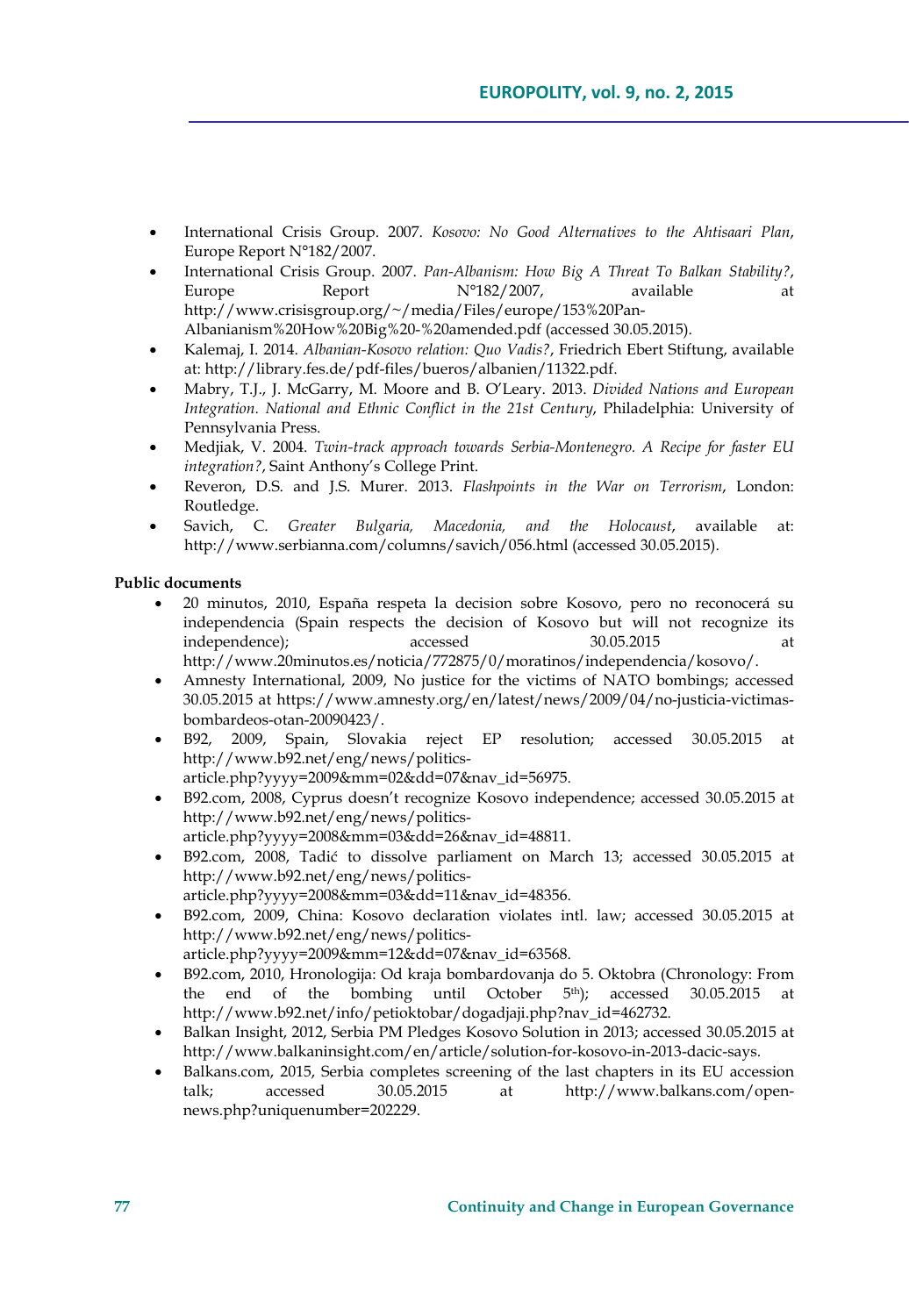- International Crisis Group. 2007. *Kosovo: No Good Alternatives to the Ahtisaari Plan*, Europe Report N°182/2007.
- International Crisis Group. 2007. *Pan-Albanism: How Big A Threat To Balkan Stability?*, Europe Report N°182/2007, available at http://www.crisisgroup.org/~/media/Files/europe/153%20Pan-Albanianism%20How%20Big%20-%20amended.pdf (accessed 30.05.2015).
- Kalemaj, I. 2014. *Albanian-Kosovo relation: Quo Vadis?*, Friedrich Ebert Stiftung, available at: http://library.fes.de/pdf-files/bueros/albanien/11322.pdf.
- Mabry, T.J., J. McGarry, M. Moore and B. O'Leary. 2013. *Divided Nations and European Integration. National and Ethnic Conflict in the 21st Century*, Philadelphia: University of Pennsylvania Press.
- Medjiak, V. 2004. *Twin-track approach towards Serbia-Montenegro. A Recipe for faster EU integration?*, Saint Anthony's College Print.
- Reveron, D.S. and J.S. Murer. 2013. *Flashpoints in the War on Terrorism*, London: Routledge.
- Savich, C. *Greater Bulgaria, Macedonia, and the Holocaust*, available at: http://www.serbianna.com/columns/savich/056.html (accessed 30.05.2015).

**Public documents**

- 20 minutos, 2010, España respeta la decision sobre Kosovo, pero no reconocerá su independencia (Spain respects the decision of Kosovo but will not recognize its independence); accessed 30.05.2015 at http://www.20minutos.es/noticia/772875/0/moratinos/independencia/kosovo/.
- Amnesty International, 2009, No justice for the victims of NATO bombings; accessed 30.05.2015 at https://www.amnesty.org/en/latest/news/2009/04/no-justicia-victimas-bombardeos-otan-20090423/.
- B92, 2009, Spain, Slovakia reject EP resolution; accessed 30.05.2015 at http://www.b92.net/eng/news/politics-article.php?yyyy=2009&mm=02&dd=07&nav_id=56975.
- B92.com, 2008, Cyprus doesn't recognize Kosovo independence; accessed 30.05.2015 at http://www.b92.net/eng/news/politics-article.php?yyyy=2008&mm=03&dd=26&nav_id=48811.
- B92.com, 2008, Tadić to dissolve parliament on March 13; accessed 30.05.2015 at http://www.b92.net/eng/news/politics-article.php?yyyy=2008&mm=03&dd=11&nav_id=48356.
- B92.com, 2009, China: Kosovo declaration violates intl. law; accessed 30.05.2015 at http://www.b92.net/eng/news/politics-article.php?yyyy=2009&mm=12&dd=07&nav_id=63568.
- B92.com, 2010, Hronologija: Od kraja bombardovanja do 5. Oktobra (Chronology: From the end of the bombing until October 5th); accessed 30.05.2015 at http://www.b92.net/info/petioktobar/dogadjaji.php?nav_id=462732.
- Balkan Insight, 2012, Serbia PM Pledges Kosovo Solution in 2013; accessed 30.05.2015 at http://www.balkaninsight.com/en/article/solution-for-kosovo-in-2013-dacic-says.
- Balkans.com, 2015, Serbia completes screening of the last chapters in its EU accession talk; accessed 30.05.2015 at http://www.balkans.com/open-news.php?uniquenumber=202229.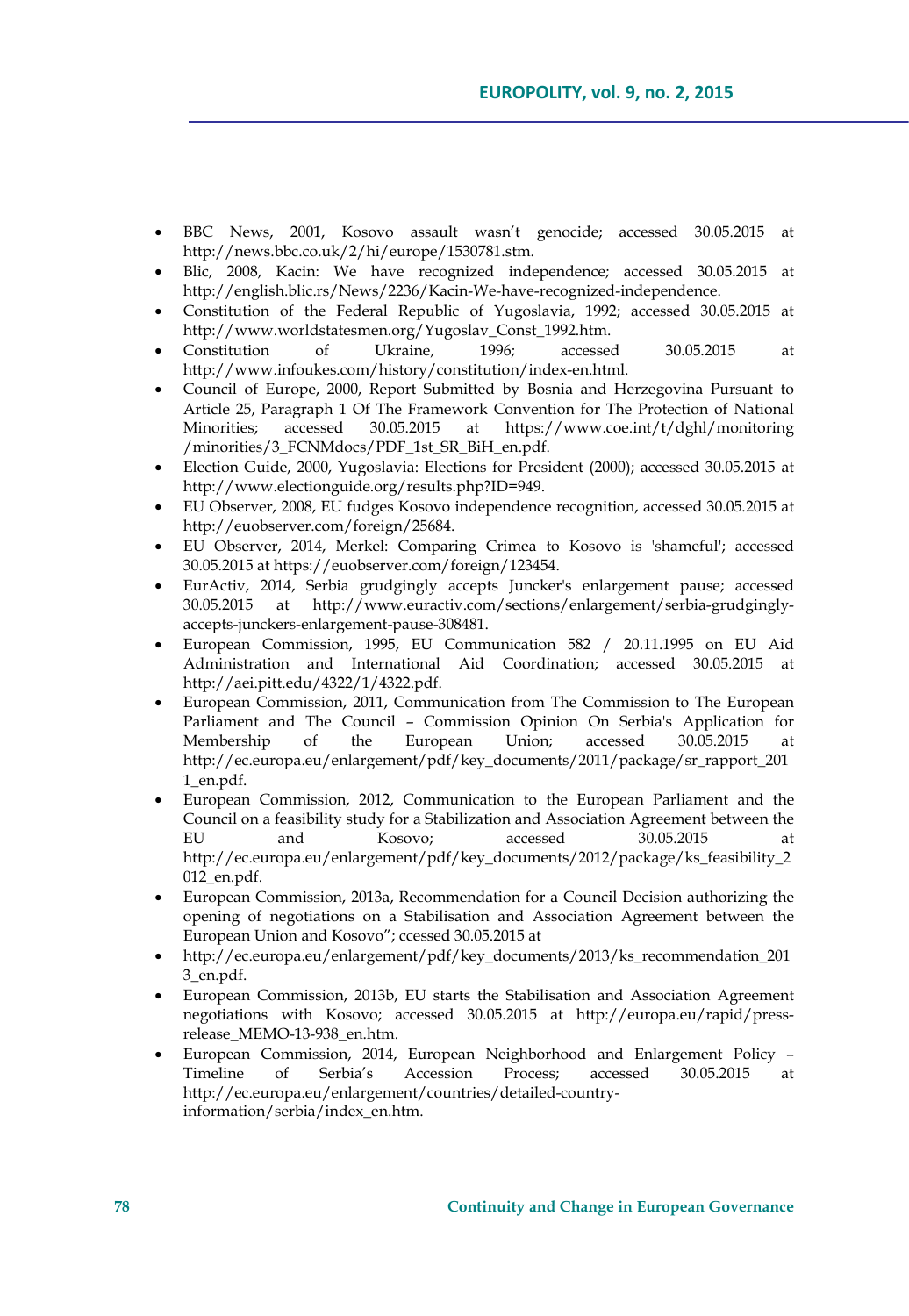- BBC News, 2001, Kosovo assault wasn't genocide; accessed 30.05.2015 at http://news.bbc.co.uk/2/hi/europe/1530781.stm.
- Blic, 2008, Kacin: We have recognized independence; accessed 30.05.2015 at http://english.blic.rs/News/2236/Kacin-We-have-recognized-independence.
- Constitution of the Federal Republic of Yugoslavia, 1992; accessed 30.05.2015 at http://www.worldstatesmen.org/Yugoslav_Const_1992.htm.
- Constitution of Ukraine, 1996; accessed 30.05.2015 at http://www.infoukes.com/history/constitution/index-en.html.
- Council of Europe, 2000, Report Submitted by Bosnia and Herzegovina Pursuant to Article 25, Paragraph 1 Of The Framework Convention for The Protection of National Minorities; accessed 30.05.2015 at https://www.coe.int/t/dghl/monitoring/minorities/3_FCNMdocs/PDF_1st_SR_BiH_en.pdf.
- Election Guide, 2000, Yugoslavia: Elections for President (2000); accessed 30.05.2015 at http://www.electionguide.org/results.php?ID=949.
- EU Observer, 2008, EU fudges Kosovo independence recognition, accessed 30.05.2015 at http://euobserver.com/foreign/25684.
- EU Observer, 2014, Merkel: Comparing Crimea to Kosovo is 'shameful'; accessed 30.05.2015 at https://euobserver.com/foreign/123454.
- EurActiv, 2014, Serbia grudgingly accepts Juncker's enlargement pause; accessed 30.05.2015 at http://www.euractiv.com/sections/enlargement/serbia-grudgingly-accepts-junckers-enlargement-pause-308481.
- European Commission, 1995, EU Communication 582 / 20.11.1995 on EU Aid Administration and International Aid Coordination; accessed 30.05.2015 at http://aei.pitt.edu/4322/1/4322.pdf.
- European Commission, 2011, Communication from The Commission to The European Parliament and The Council – Commission Opinion On Serbia's Application for Membership of the European Union; accessed 30.05.2015 at http://ec.europa.eu/enlargement/pdf/key_documents/2011/package/sr_rapport_2011_en.pdf.
- European Commission, 2012, Communication to the European Parliament and the Council on a feasibility study for a Stabilization and Association Agreement between the EU and Kosovo; accessed 30.05.2015 at http://ec.europa.eu/enlargement/pdf/key_documents/2012/package/ks_feasibility_2012_en.pdf.
- European Commission, 2013a, Recommendation for a Council Decision authorizing the opening of negotiations on a Stabilisation and Association Agreement between the European Union and Kosovo"; ccessed 30.05.2015 at
- http://ec.europa.eu/enlargement/pdf/key_documents/2013/ks_recommendation_2013_en.pdf.
- European Commission, 2013b, EU starts the Stabilisation and Association Agreement negotiations with Kosovo; accessed 30.05.2015 at http://europa.eu/rapid/press-release_MEMO-13-938_en.htm.
- European Commission, 2014, European Neighborhood and Enlargement Policy – Timeline of Serbia's Accession Process; accessed 30.05.2015 at http://ec.europa.eu/enlargement/countries/detailed-country-information/serbia/index_en.htm.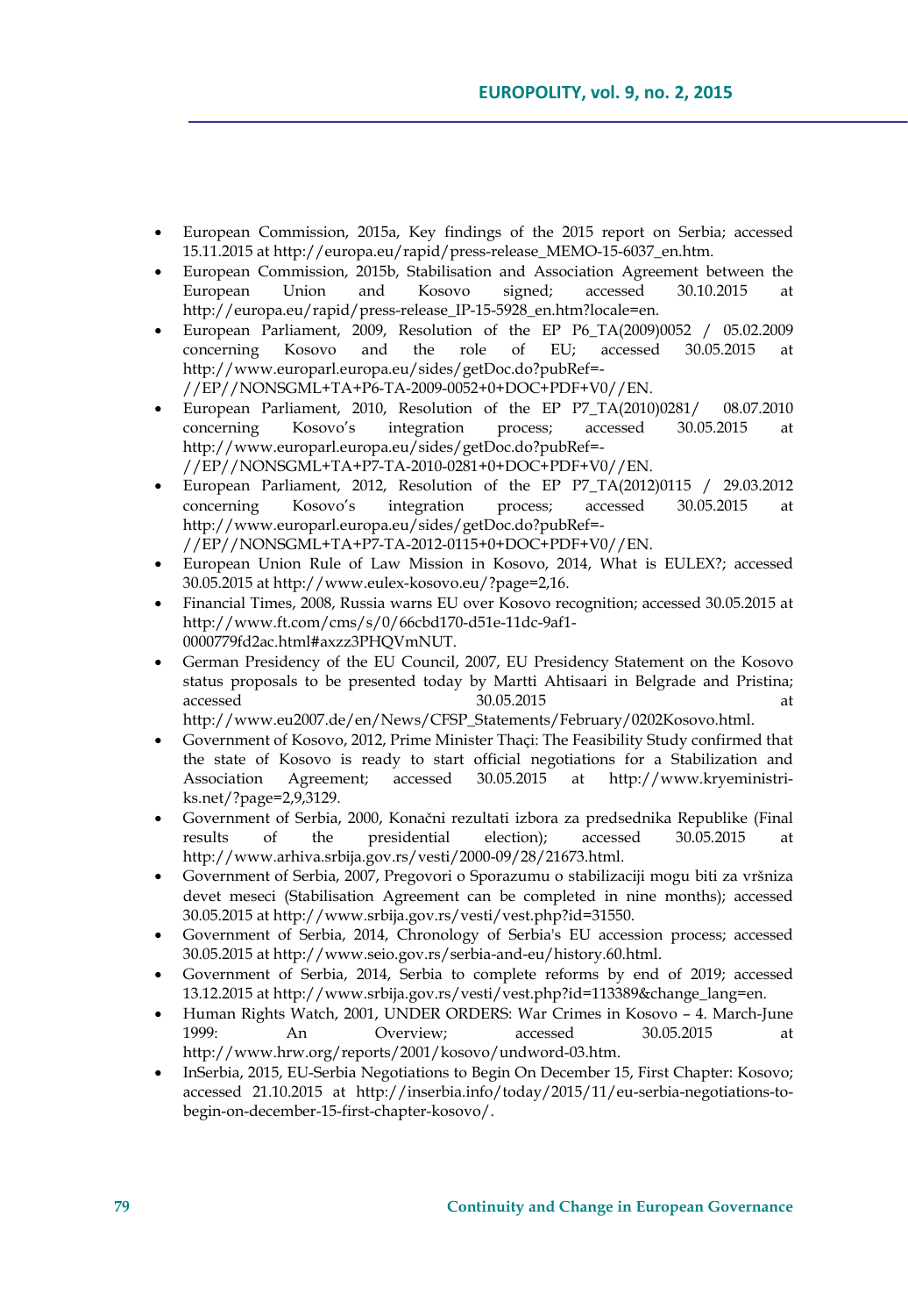- European Commission, 2015a, Key findings of the 2015 report on Serbia; accessed 15.11.2015 at http://europa.eu/rapid/press-release_MEMO-15-6037_en.htm.
- European Commission, 2015b, Stabilisation and Association Agreement between the European Union and Kosovo signed; accessed 30.10.2015 at http://europa.eu/rapid/press-release_IP-15-5928_en.htm?locale=en.
- European Parliament, 2009, Resolution of the EP P6_TA(2009)0052 / 05.02.2009 concerning Kosovo and the role of EU; accessed 30.05.2015 at http://www.europarl.europa.eu/sides/getDoc.do?pubRef=-//EP//NONSGML+TA+P6-TA-2009-0052+0+DOC+PDF+V0//EN.
- European Parliament, 2010, Resolution of the EP P7_TA(2010)0281/ 08.07.2010 concerning Kosovo's integration process; accessed 30.05.2015 at http://www.europarl.europa.eu/sides/getDoc.do?pubRef=-//EP//NONSGML+TA+P7-TA-2010-0281+0+DOC+PDF+V0//EN.
- European Parliament, 2012, Resolution of the EP P7_TA(2012)0115 / 29.03.2012 concerning Kosovo's integration process; accessed 30.05.2015 at http://www.europarl.europa.eu/sides/getDoc.do?pubRef=-//EP//NONSGML+TA+P7-TA-2012-0115+0+DOC+PDF+V0//EN.
- European Union Rule of Law Mission in Kosovo, 2014, What is EULEX?; accessed 30.05.2015 at http://www.eulex-kosovo.eu/?page=2,16.
- Financial Times, 2008, Russia warns EU over Kosovo recognition; accessed 30.05.2015 at http://www.ft.com/cms/s/0/66cbd170-d51e-11dc-9af1-0000779fd2ac.html#axzz3PHQVmNUT.
- German Presidency of the EU Council, 2007, EU Presidency Statement on the Kosovo status proposals to be presented today by Martti Ahtisaari in Belgrade and Pristina; accessed 30.05.2015 at http://www.eu2007.de/en/News/CFSP_Statements/February/0202Kosovo.html.
- Government of Kosovo, 2012, Prime Minister Thaçi: The Feasibility Study confirmed that the state of Kosovo is ready to start official negotiations for a Stabilization and Association Agreement; accessed 30.05.2015 at http://www.kryeministri-ks.net/?page=2,9,3129.
- Government of Serbia, 2000, Konačni rezultati izbora za predsednika Republike (Final results of the presidential election); accessed 30.05.2015 at http://www.arhiva.srbija.gov.rs/vesti/2000-09/28/21673.html.
- Government of Serbia, 2007, Pregovori o Sporazumu o stabilizaciji mogu biti za vršniza devet meseci (Stabilisation Agreement can be completed in nine months); accessed 30.05.2015 at http://www.srbija.gov.rs/vesti/vest.php?id=31550.
- Government of Serbia, 2014, Chronology of Serbia's EU accession process; accessed 30.05.2015 at http://www.seio.gov.rs/serbia-and-eu/history.60.html.
- Government of Serbia, 2014, Serbia to complete reforms by end of 2019; accessed 13.12.2015 at http://www.srbija.gov.rs/vesti/vest.php?id=113389&change_lang=en.
- Human Rights Watch, 2001, UNDER ORDERS: War Crimes in Kosovo – 4. March-June 1999: An Overview; accessed 30.05.2015 at http://www.hrw.org/reports/2001/kosovo/undword-03.htm.
- InSerbia, 2015, EU-Serbia Negotiations to Begin On December 15, First Chapter: Kosovo; accessed 21.10.2015 at http://inserbia.info/today/2015/11/eu-serbia-negotiations-to-begin-on-december-15-first-chapter-kosovo/.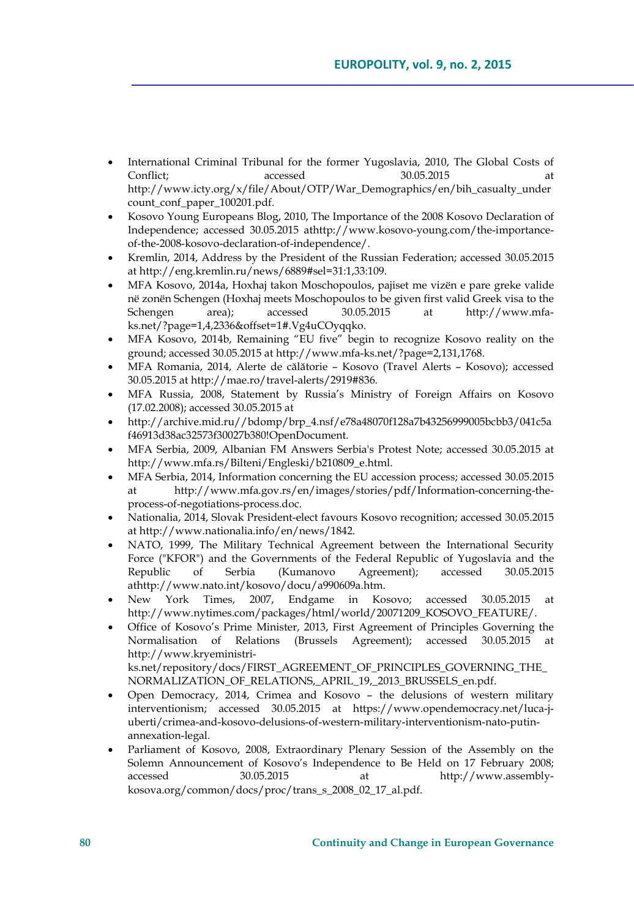- International Criminal Tribunal for the former Yugoslavia, 2010, The Global Costs of Conflict; accessed 30.05.2015 at http://www.icty.org/x/file/About/OTP/War_Demographics/en/bih_casualty_undercount_conf_paper_100201.pdf.
- Kosovo Young Europeans Blog, 2010, The Importance of the 2008 Kosovo Declaration of Independence; accessed 30.05.2015 athttp://www.kosovo-young.com/the-importance-of-the-2008-kosovo-declaration-of-independence/.
- Kremlin, 2014, Address by the President of the Russian Federation; accessed 30.05.2015 at http://eng.kremlin.ru/news/6889#sel=31:1,33:109.
- MFA Kosovo, 2014a, Hoxhaj takon Moschopoulos, pajiset me vizën e pare greke valide në zonën Schengen (Hoxhaj meets Moschopoulos to be given first valid Greek visa to the Schengen area); accessed 30.05.2015 at http://www.mfa-ks.net/?page=1,4,2336&offset=1#.Vg4uCOyqqko.
- MFA Kosovo, 2014b, Remaining "EU five" begin to recognize Kosovo reality on the ground; accessed 30.05.2015 at http://www.mfa-ks.net/?page=2,131,1768.
- MFA Romania, 2014, Alerte de călătorie – Kosovo (Travel Alerts – Kosovo); accessed 30.05.2015 at http://mae.ro/travel-alerts/2919#836.
- MFA Russia, 2008, Statement by Russia's Ministry of Foreign Affairs on Kosovo (17.02.2008); accessed 30.05.2015 at
- http://archive.mid.ru//bdomp/brp_4.nsf/e78a48070f128a7b43256999005bcbb3/041c5af46913d38ac32573f30027b380!OpenDocument.
- MFA Serbia, 2009, Albanian FM Answers Serbia's Protest Note; accessed 30.05.2015 at http://www.mfa.rs/Bilteni/Engleski/b210809_e.html.
- MFA Serbia, 2014, Information concerning the EU accession process; accessed 30.05.2015 at http://www.mfa.gov.rs/en/images/stories/pdf/Information-concerning-the-process-of-negotiations-process.doc.
- Nationalia, 2014, Slovak President-elect favours Kosovo recognition; accessed 30.05.2015 at http://www.nationalia.info/en/news/1842.
- NATO, 1999, The Military Technical Agreement between the International Security Force ("KFOR") and the Governments of the Federal Republic of Yugoslavia and the Republic of Serbia (Kumanovo Agreement); accessed 30.05.2015 athttp://www.nato.int/kosovo/docu/a990609a.htm.
- New York Times, 2007, Endgame in Kosovo; accessed 30.05.2015 at http://www.nytimes.com/packages/html/world/20071209_KOSOVO_FEATURE/.
- Office of Kosovo's Prime Minister, 2013, First Agreement of Principles Governing the Normalisation of Relations (Brussels Agreement); accessed 30.05.2015 at http://www.kryeministri-ks.net/repository/docs/FIRST_AGREEMENT_OF_PRINCIPLES_GOVERNING_THE_NORMALIZATION_OF_RELATIONS,_APRIL_19,_2013_BRUSSELS_en.pdf.
- Open Democracy, 2014, Crimea and Kosovo – the delusions of western military interventionism; accessed 30.05.2015 at https://www.opendemocracy.net/luca-j-uberti/crimea-and-kosovo-delusions-of-western-military-interventionism-nato-putin-annexation-legal.
- Parliament of Kosovo, 2008, Extraordinary Plenary Session of the Assembly on the Solemn Announcement of Kosovo's Independence to Be Held on 17 February 2008; accessed 30.05.2015 at http://www.assembly-kosova.org/common/docs/proc/trans_s_2008_02_17_al.pdf.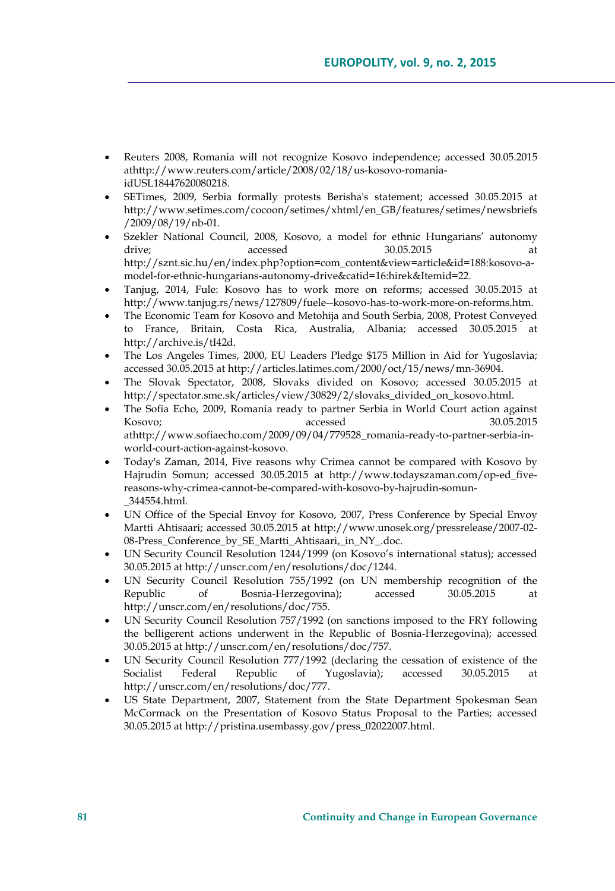- Reuters 2008, Romania will not recognize Kosovo independence; accessed 30.05.2015 athttp://www.reuters.com/article/2008/02/18/us-kosovo-romania-idUSL18447620080218.
- SETimes, 2009, Serbia formally protests Berisha's statement; accessed 30.05.2015 at http://www.setimes.com/cocoon/setimes/xhtml/en_GB/features/setimes/newsbriefs/2009/08/19/nb-01.
- Szekler National Council, 2008, Kosovo, a model for ethnic Hungarians' autonomy drive; accessed 30.05.2015 at http://sznt.sic.hu/en/index.php?option=com_content&view=article&id=188:kosovo-a-model-for-ethnic-hungarians-autonomy-drive&catid=16:hirek&Itemid=22.
- Tanjug, 2014, Fule: Kosovo has to work more on reforms; accessed 30.05.2015 at http://www.tanjug.rs/news/127809/fuele--kosovo-has-to-work-more-on-reforms.htm.
- The Economic Team for Kosovo and Metohija and South Serbia, 2008, Protest Conveyed to France, Britain, Costa Rica, Australia, Albania; accessed 30.05.2015 at http://archive.is/tI42d.
- The Los Angeles Times, 2000, EU Leaders Pledge $175 Million in Aid for Yugoslavia; accessed 30.05.2015 at http://articles.latimes.com/2000/oct/15/news/mn-36904.
- The Slovak Spectator, 2008, Slovaks divided on Kosovo; accessed 30.05.2015 at http://spectator.sme.sk/articles/view/30829/2/slovaks_divided_on_kosovo.html.
- The Sofia Echo, 2009, Romania ready to partner Serbia in World Court action against Kosovo; accessed 30.05.2015 athttp://www.sofiaecho.com/2009/09/04/779528_romania-ready-to-partner-serbia-in-world-court-action-against-kosovo.
- Today's Zaman, 2014, Five reasons why Crimea cannot be compared with Kosovo by Hajrudin Somun; accessed 30.05.2015 at http://www.todayszaman.com/op-ed_five-reasons-why-crimea-cannot-be-compared-with-kosovo-by-hajrudin-somun-_344554.html.
- UN Office of the Special Envoy for Kosovo, 2007, Press Conference by Special Envoy Martti Ahtisaari; accessed 30.05.2015 at http://www.unosek.org/pressrelease/2007-02-08-Press_Conference_by_SE_Martti_Ahtisaari,_in_NY_.doc.
- UN Security Council Resolution 1244/1999 (on Kosovo's international status); accessed 30.05.2015 at http://unscr.com/en/resolutions/doc/1244.
- UN Security Council Resolution 755/1992 (on UN membership recognition of the Republic of Bosnia-Herzegovina); accessed 30.05.2015 at http://unscr.com/en/resolutions/doc/755.
- UN Security Council Resolution 757/1992 (on sanctions imposed to the FRY following the belligerent actions underwent in the Republic of Bosnia-Herzegovina); accessed 30.05.2015 at http://unscr.com/en/resolutions/doc/757.
- UN Security Council Resolution 777/1992 (declaring the cessation of existence of the Socialist Federal Republic of Yugoslavia); accessed 30.05.2015 at http://unscr.com/en/resolutions/doc/777.
- US State Department, 2007, Statement from the State Department Spokesman Sean McCormack on the Presentation of Kosovo Status Proposal to the Parties; accessed 30.05.2015 at http://pristina.usembassy.gov/press_02022007.html.